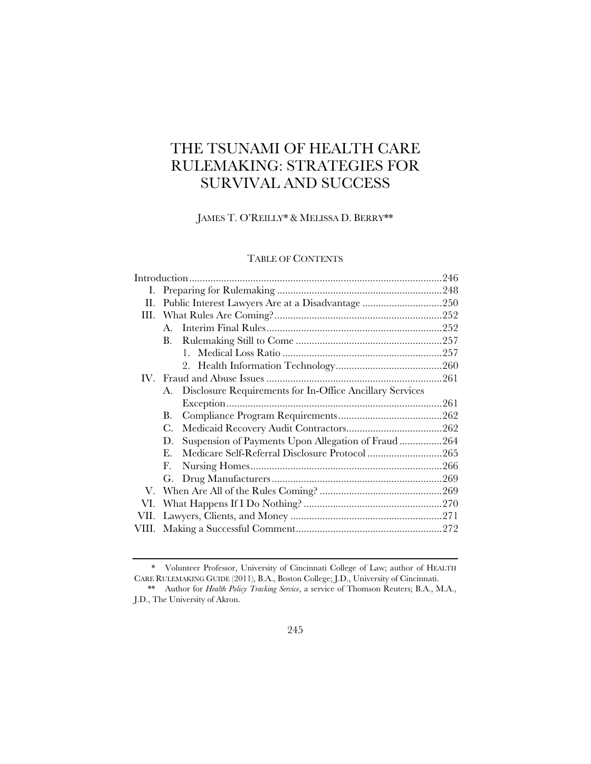# THE TSUNAMI OF HEALTH CARE RULEMAKING: STRATEGIES FOR SURVIVAL AND SUCCESS

JAMES T. O'REILLY* & MELISSA D. BERRY**

TABLE OF CONTENTS

| | | |
|---|---|---|
| Introduction | | 246 |
| I. | Preparing for Rulemaking | 248 |
| II. | Public Interest Lawyers Are at a Disadvantage | 250 |
| III. | What Rules Are Coming? | 252 |
| | A. Interim Final Rules | 252 |
| | B. Rulemaking Still to Come | 257 |
| | 1. Medical Loss Ratio | 257 |
| | 2. Health Information Technology | 260 |
| IV. | Fraud and Abuse Issues | 261 |
| | A. Disclosure Requirements for In-Office Ancillary Services Exception | 261 |
| | B. Compliance Program Requirements | 262 |
| | C. Medicaid Recovery Audit Contractors | 262 |
| | D. Suspension of Payments Upon Allegation of Fraud | 264 |
| | E. Medicare Self-Referral Disclosure Protocol | 265 |
| | F. Nursing Homes | 266 |
| | G. Drug Manufacturers | 269 |
| V. | When Are All of the Rules Coming? | 269 |
| VI. | What Happens If I Do Nothing? | 270 |
| VII. | Lawyers, Clients, and Money | 271 |
| VIII. | Making a Successful Comment | 272 |

---

\* Volunteer Professor, University of Cincinnati College of Law; author of HEALTH CARE RULEMAKING GUIDE (2011), B.A., Boston College; J.D., University of Cincinnati.

\*\* Author for *Health Policy Tracking Service*, a service of Thomson Reuters; B.A., M.A., J.D., The University of Akron.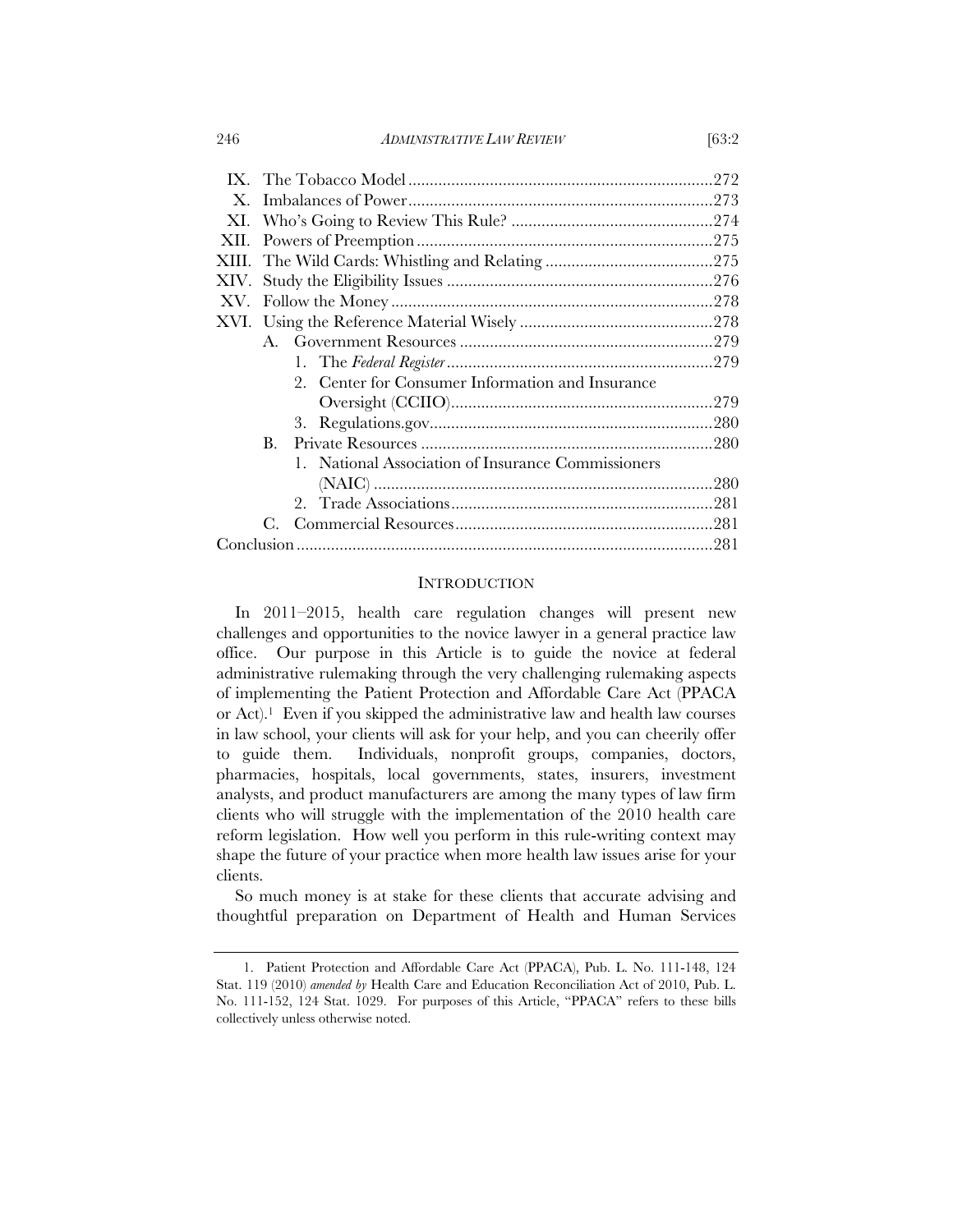IX. The Tobacco Model ....................................................................272
X. Imbalances of Power....................................................................273
XI. Who's Going to Review This Rule? ..............................................274
XII. Powers of Preemption ..................................................................275
XIII. The Wild Cards: Whistling and Relating ......................................275
XIV. Study the Eligibility Issues ...........................................................276
XV. Follow the Money .........................................................................278
XVI. Using the Reference Material Wisely ...........................................278
    A. Government Resources ..........................................................279
        1. The *Federal Register* ..........................................................279
        2. Center for Consumer Information and Insurance Oversight (CCIIO)............................................................279
        3. Regulations.gov.................................................................280
    B. Private Resources ...................................................................280
        1. National Association of Insurance Commissioners (NAIC) ..............................................................................280
        2. Trade Associations............................................................281
    C. Commercial Resources............................................................281
Conclusion ................................................................................................281

## INTRODUCTION

In 2011–2015, health care regulation changes will present new challenges and opportunities to the novice lawyer in a general practice law office. Our purpose in this Article is to guide the novice at federal administrative rulemaking through the very challenging rulemaking aspects of implementing the Patient Protection and Affordable Care Act (PPACA or Act).[1] Even if you skipped the administrative law and health law courses in law school, your clients will ask for your help, and you can cheerily offer to guide them. Individuals, nonprofit groups, companies, doctors, pharmacies, hospitals, local governments, states, insurers, investment analysts, and product manufacturers are among the many types of law firm clients who will struggle with the implementation of the 2010 health care reform legislation. How well you perform in this rule-writing context may shape the future of your practice when more health law issues arise for your clients.

So much money is at stake for these clients that accurate advising and thoughtful preparation on Department of Health and Human Services

---

1. Patient Protection and Affordable Care Act (PPACA), Pub. L. No. 111-148, 124 Stat. 119 (2010) *amended by* Health Care and Education Reconciliation Act of 2010, Pub. L. No. 111-152, 124 Stat. 1029. For purposes of this Article, "PPACA" refers to these bills collectively unless otherwise noted.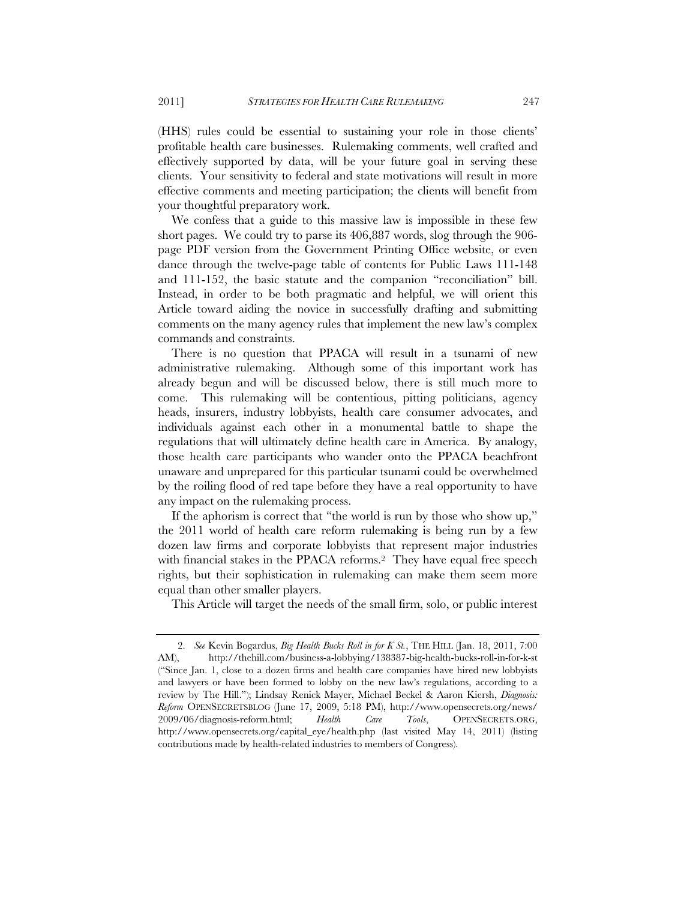(HHS) rules could be essential to sustaining your role in those clients' profitable health care businesses. Rulemaking comments, well crafted and effectively supported by data, will be your future goal in serving these clients. Your sensitivity to federal and state motivations will result in more effective comments and meeting participation; the clients will benefit from your thoughtful preparatory work.

We confess that a guide to this massive law is impossible in these few short pages. We could try to parse its 406,887 words, slog through the 906-page PDF version from the Government Printing Office website, or even dance through the twelve-page table of contents for Public Laws 111-148 and 111-152, the basic statute and the companion "reconciliation" bill. Instead, in order to be both pragmatic and helpful, we will orient this Article toward aiding the novice in successfully drafting and submitting comments on the many agency rules that implement the new law's complex commands and constraints.

There is no question that PPACA will result in a tsunami of new administrative rulemaking. Although some of this important work has already begun and will be discussed below, there is still much more to come. This rulemaking will be contentious, pitting politicians, agency heads, insurers, industry lobbyists, health care consumer advocates, and individuals against each other in a monumental battle to shape the regulations that will ultimately define health care in America. By analogy, those health care participants who wander onto the PPACA beachfront unaware and unprepared for this particular tsunami could be overwhelmed by the roiling flood of red tape before they have a real opportunity to have any impact on the rulemaking process.

If the aphorism is correct that "the world is run by those who show up," the 2011 world of health care reform rulemaking is being run by a few dozen law firms and corporate lobbyists that represent major industries with financial stakes in the PPACA reforms.[2] They have equal free speech rights, but their sophistication in rulemaking can make them seem more equal than other smaller players.

This Article will target the needs of the small firm, solo, or public interest

---

2. *See* Kevin Bogardus, *Big Health Bucks Roll in for K St.*, THE HILL (Jan. 18, 2011, 7:00 AM), http://thehill.com/business-a-lobbying/138387-big-health-bucks-roll-in-for-k-st ("Since Jan. 1, close to a dozen firms and health care companies have hired new lobbyists and lawyers or have been formed to lobby on the new law's regulations, according to a review by The Hill."); Lindsay Renick Mayer, Michael Beckel & Aaron Kiersh, *Diagnosis: Reform* OPENSECRETSBLOG (June 17, 2009, 5:18 PM), http://www.opensecrets.org/news/2009/06/diagnosis-reform.html; *Health Care Tools*, OPENSECRETS.ORG, http://www.opensecrets.org/capital_eye/health.php (last visited May 14, 2011) (listing contributions made by health-related industries to members of Congress).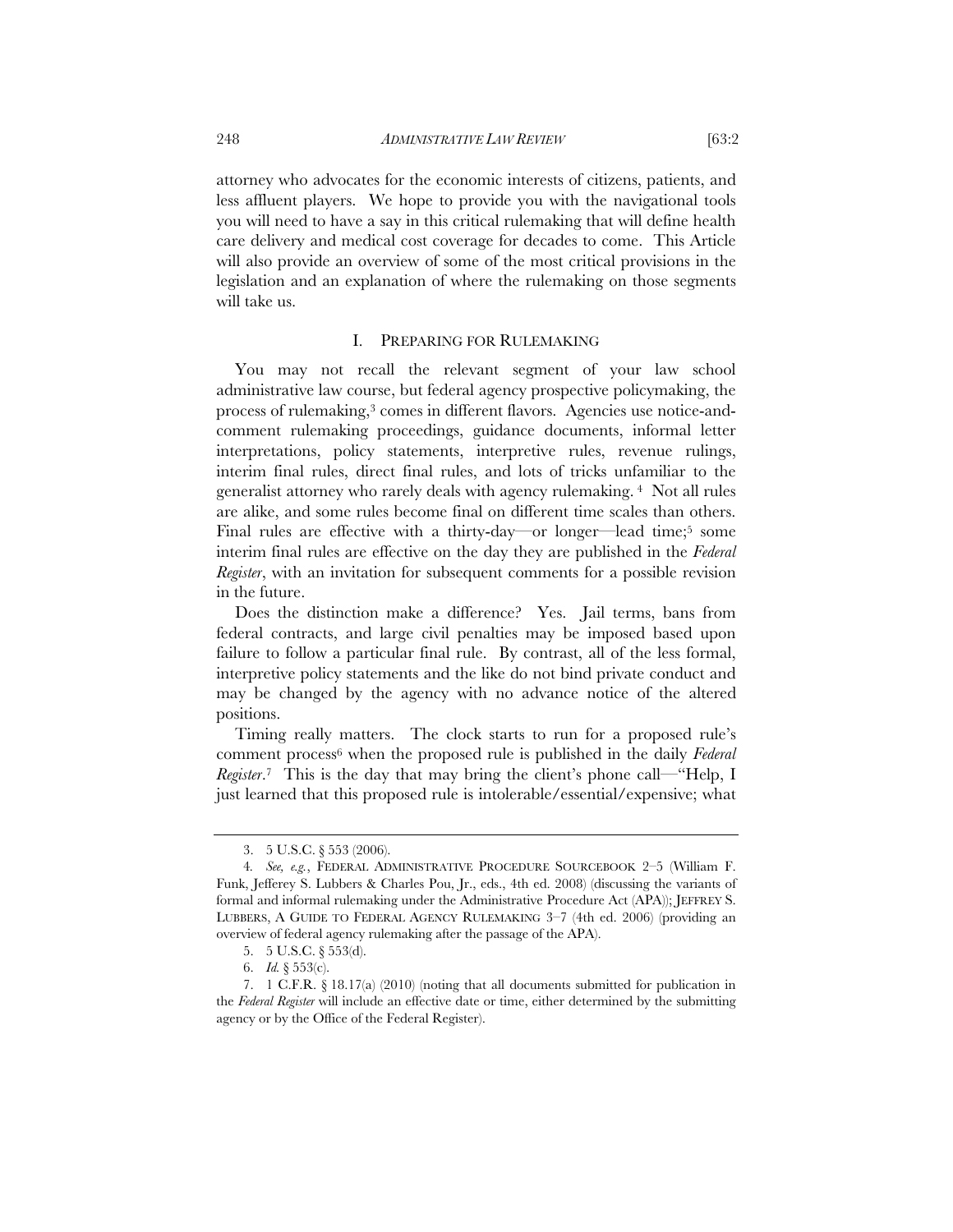attorney who advocates for the economic interests of citizens, patients, and less affluent players. We hope to provide you with the navigational tools you will need to have a say in this critical rulemaking that will define health care delivery and medical cost coverage for decades to come. This Article will also provide an overview of some of the most critical provisions in the legislation and an explanation of where the rulemaking on those segments will take us.

## I. PREPARING FOR RULEMAKING

You may not recall the relevant segment of your law school administrative law course, but federal agency prospective policymaking, the process of rulemaking,[3] comes in different flavors. Agencies use notice-and-comment rulemaking proceedings, guidance documents, informal letter interpretations, policy statements, interpretive rules, revenue rulings, interim final rules, direct final rules, and lots of tricks unfamiliar to the generalist attorney who rarely deals with agency rulemaking.[4] Not all rules are alike, and some rules become final on different time scales than others. Final rules are effective with a thirty-day—or longer—lead time;[5] some interim final rules are effective on the day they are published in the *Federal Register*, with an invitation for subsequent comments for a possible revision in the future.

Does the distinction make a difference? Yes. Jail terms, bans from federal contracts, and large civil penalties may be imposed based upon failure to follow a particular final rule. By contrast, all of the less formal, interpretive policy statements and the like do not bind private conduct and may be changed by the agency with no advance notice of the altered positions.

Timing really matters. The clock starts to run for a proposed rule's comment process[6] when the proposed rule is published in the daily *Federal Register*.[7] This is the day that may bring the client's phone call—"Help, I just learned that this proposed rule is intolerable/essential/expensive; what

---

3. 5 U.S.C. § 553 (2006).

4. *See, e.g.*, FEDERAL ADMINISTRATIVE PROCEDURE SOURCEBOOK 2–5 (William F. Funk, Jefferey S. Lubbers & Charles Pou, Jr., eds., 4th ed. 2008) (discussing the variants of formal and informal rulemaking under the Administrative Procedure Act (APA)); JEFFREY S. LUBBERS, A GUIDE TO FEDERAL AGENCY RULEMAKING 3–7 (4th ed. 2006) (providing an overview of federal agency rulemaking after the passage of the APA).

5. 5 U.S.C. § 553(d).

6. *Id.* § 553(c).

7. 1 C.F.R. § 18.17(a) (2010) (noting that all documents submitted for publication in the *Federal Register* will include an effective date or time, either determined by the submitting agency or by the Office of the Federal Register).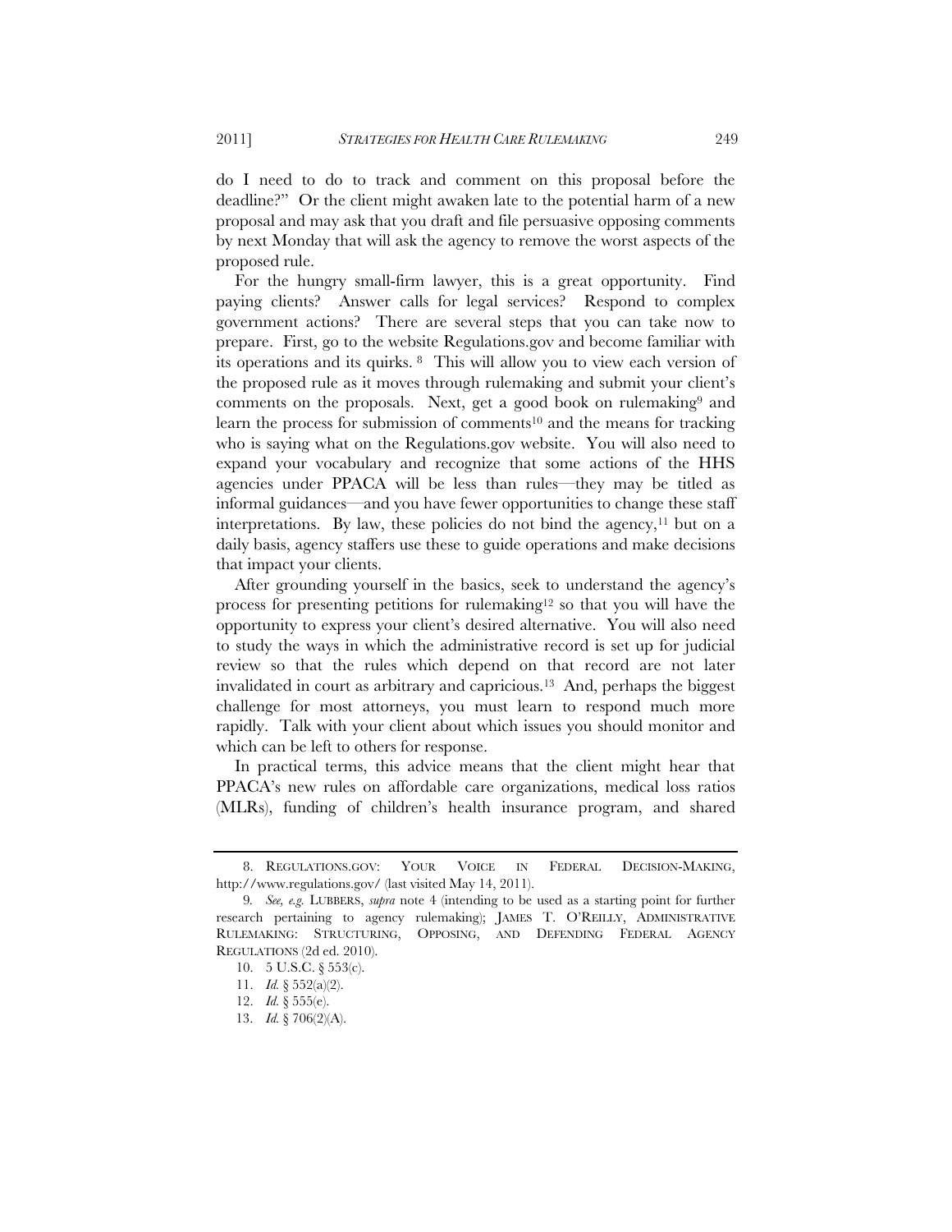do I need to do to track and comment on this proposal before the deadline?" Or the client might awaken late to the potential harm of a new proposal and may ask that you draft and file persuasive opposing comments by next Monday that will ask the agency to remove the worst aspects of the proposed rule.

For the hungry small-firm lawyer, this is a great opportunity. Find paying clients? Answer calls for legal services? Respond to complex government actions? There are several steps that you can take now to prepare. First, go to the website Regulations.gov and become familiar with its operations and its quirks. [8] This will allow you to view each version of the proposed rule as it moves through rulemaking and submit your client's comments on the proposals. Next, get a good book on rulemaking[9] and learn the process for submission of comments[10] and the means for tracking who is saying what on the Regulations.gov website. You will also need to expand your vocabulary and recognize that some actions of the HHS agencies under PPACA will be less than rules—they may be titled as informal guidances—and you have fewer opportunities to change these staff interpretations. By law, these policies do not bind the agency,[11] but on a daily basis, agency staffers use these to guide operations and make decisions that impact your clients.

After grounding yourself in the basics, seek to understand the agency's process for presenting petitions for rulemaking[12] so that you will have the opportunity to express your client's desired alternative. You will also need to study the ways in which the administrative record is set up for judicial review so that the rules which depend on that record are not later invalidated in court as arbitrary and capricious.[13] And, perhaps the biggest challenge for most attorneys, you must learn to respond much more rapidly. Talk with your client about which issues you should monitor and which can be left to others for response.

In practical terms, this advice means that the client might hear that PPACA's new rules on affordable care organizations, medical loss ratios (MLRs), funding of children's health insurance program, and shared

---

8. REGULATIONS.GOV: YOUR VOICE IN FEDERAL DECISION-MAKING, http://www.regulations.gov/ (last visited May 14, 2011).

9. *See, e.g.* LUBBERS, *supra* note 4 (intending to be used as a starting point for further research pertaining to agency rulemaking); JAMES T. O'REILLY, ADMINISTRATIVE RULEMAKING: STRUCTURING, OPPOSING, AND DEFENDING FEDERAL AGENCY REGULATIONS (2d ed. 2010).

10. 5 U.S.C. § 553(c).

11. *Id.* § 552(a)(2).

12. *Id.* § 555(e).

13. *Id.* § 706(2)(A).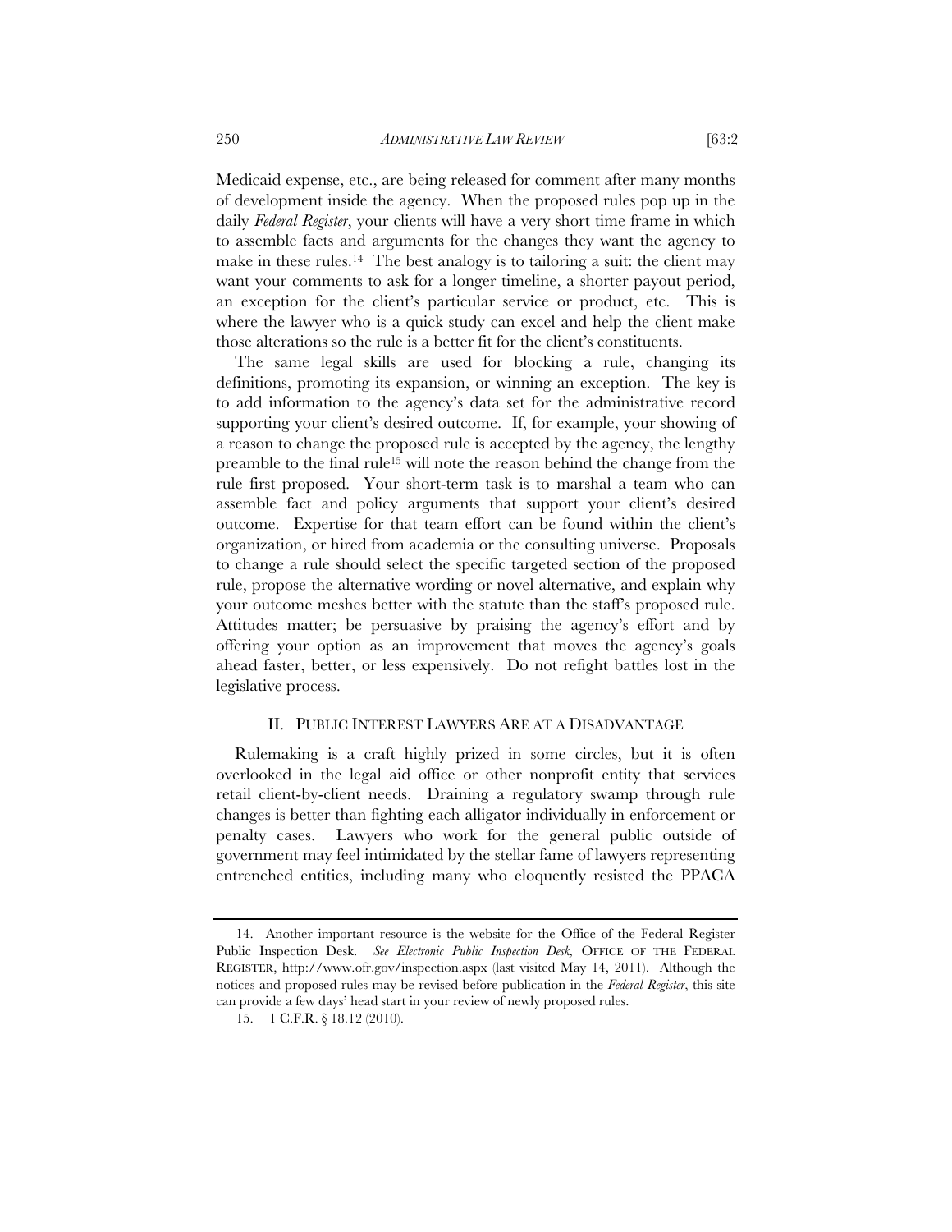Medicaid expense, etc., are being released for comment after many months of development inside the agency. When the proposed rules pop up in the daily *Federal Register*, your clients will have a very short time frame in which to assemble facts and arguments for the changes they want the agency to make in these rules.[14] The best analogy is to tailoring a suit: the client may want your comments to ask for a longer timeline, a shorter payout period, an exception for the client's particular service or product, etc. This is where the lawyer who is a quick study can excel and help the client make those alterations so the rule is a better fit for the client's constituents.

The same legal skills are used for blocking a rule, changing its definitions, promoting its expansion, or winning an exception. The key is to add information to the agency's data set for the administrative record supporting your client's desired outcome. If, for example, your showing of a reason to change the proposed rule is accepted by the agency, the lengthy preamble to the final rule[15] will note the reason behind the change from the rule first proposed. Your short-term task is to marshal a team who can assemble fact and policy arguments that support your client's desired outcome. Expertise for that team effort can be found within the client's organization, or hired from academia or the consulting universe. Proposals to change a rule should select the specific targeted section of the proposed rule, propose the alternative wording or novel alternative, and explain why your outcome meshes better with the statute than the staff's proposed rule. Attitudes matter; be persuasive by praising the agency's effort and by offering your option as an improvement that moves the agency's goals ahead faster, better, or less expensively. Do not refight battles lost in the legislative process.

## II. Public Interest Lawyers Are at a Disadvantage

Rulemaking is a craft highly prized in some circles, but it is often overlooked in the legal aid office or other nonprofit entity that services retail client-by-client needs. Draining a regulatory swamp through rule changes is better than fighting each alligator individually in enforcement or penalty cases. Lawyers who work for the general public outside of government may feel intimidated by the stellar fame of lawyers representing entrenched entities, including many who eloquently resisted the PPACA

---

14. Another important resource is the website for the Office of the Federal Register Public Inspection Desk. *See Electronic Public Inspection Desk*, OFFICE OF THE FEDERAL REGISTER, http://www.ofr.gov/inspection.aspx (last visited May 14, 2011). Although the notices and proposed rules may be revised before publication in the *Federal Register*, this site can provide a few days' head start in your review of newly proposed rules.

15. 1 C.F.R. § 18.12 (2010).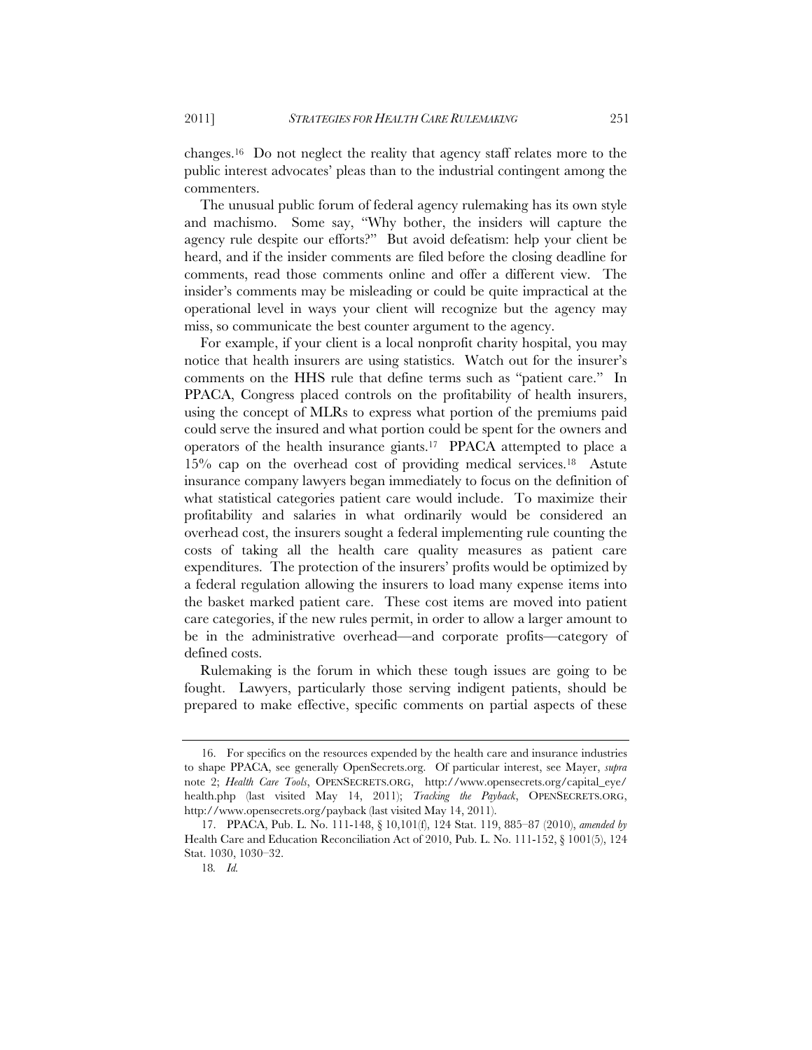changes.[16] Do not neglect the reality that agency staff relates more to the public interest advocates' pleas than to the industrial contingent among the commenters.

The unusual public forum of federal agency rulemaking has its own style and machismo. Some say, "Why bother, the insiders will capture the agency rule despite our efforts?" But avoid defeatism: help your client be heard, and if the insider comments are filed before the closing deadline for comments, read those comments online and offer a different view. The insider's comments may be misleading or could be quite impractical at the operational level in ways your client will recognize but the agency may miss, so communicate the best counter argument to the agency.

For example, if your client is a local nonprofit charity hospital, you may notice that health insurers are using statistics. Watch out for the insurer's comments on the HHS rule that define terms such as "patient care." In PPACA, Congress placed controls on the profitability of health insurers, using the concept of MLRs to express what portion of the premiums paid could serve the insured and what portion could be spent for the owners and operators of the health insurance giants.[17] PPACA attempted to place a 15% cap on the overhead cost of providing medical services.[18] Astute insurance company lawyers began immediately to focus on the definition of what statistical categories patient care would include. To maximize their profitability and salaries in what ordinarily would be considered an overhead cost, the insurers sought a federal implementing rule counting the costs of taking all the health care quality measures as patient care expenditures. The protection of the insurers' profits would be optimized by a federal regulation allowing the insurers to load many expense items into the basket marked patient care. These cost items are moved into patient care categories, if the new rules permit, in order to allow a larger amount to be in the administrative overhead—and corporate profits—category of defined costs.

Rulemaking is the forum in which these tough issues are going to be fought. Lawyers, particularly those serving indigent patients, should be prepared to make effective, specific comments on partial aspects of these

---

16. For specifics on the resources expended by the health care and insurance industries to shape PPACA, see generally OpenSecrets.org. Of particular interest, see Mayer, *supra* note 2; *Health Care Tools*, OPENSECRETS.ORG, http://www.opensecrets.org/capital_eye/health.php (last visited May 14, 2011); *Tracking the Payback*, OPENSECRETS.ORG, http://www.opensecrets.org/payback (last visited May 14, 2011).

17. PPACA, Pub. L. No. 111-148, § 10,101(f), 124 Stat. 119, 885–87 (2010), *amended by* Health Care and Education Reconciliation Act of 2010, Pub. L. No. 111-152, § 1001(5), 124 Stat. 1030, 1030–32.

18. *Id.*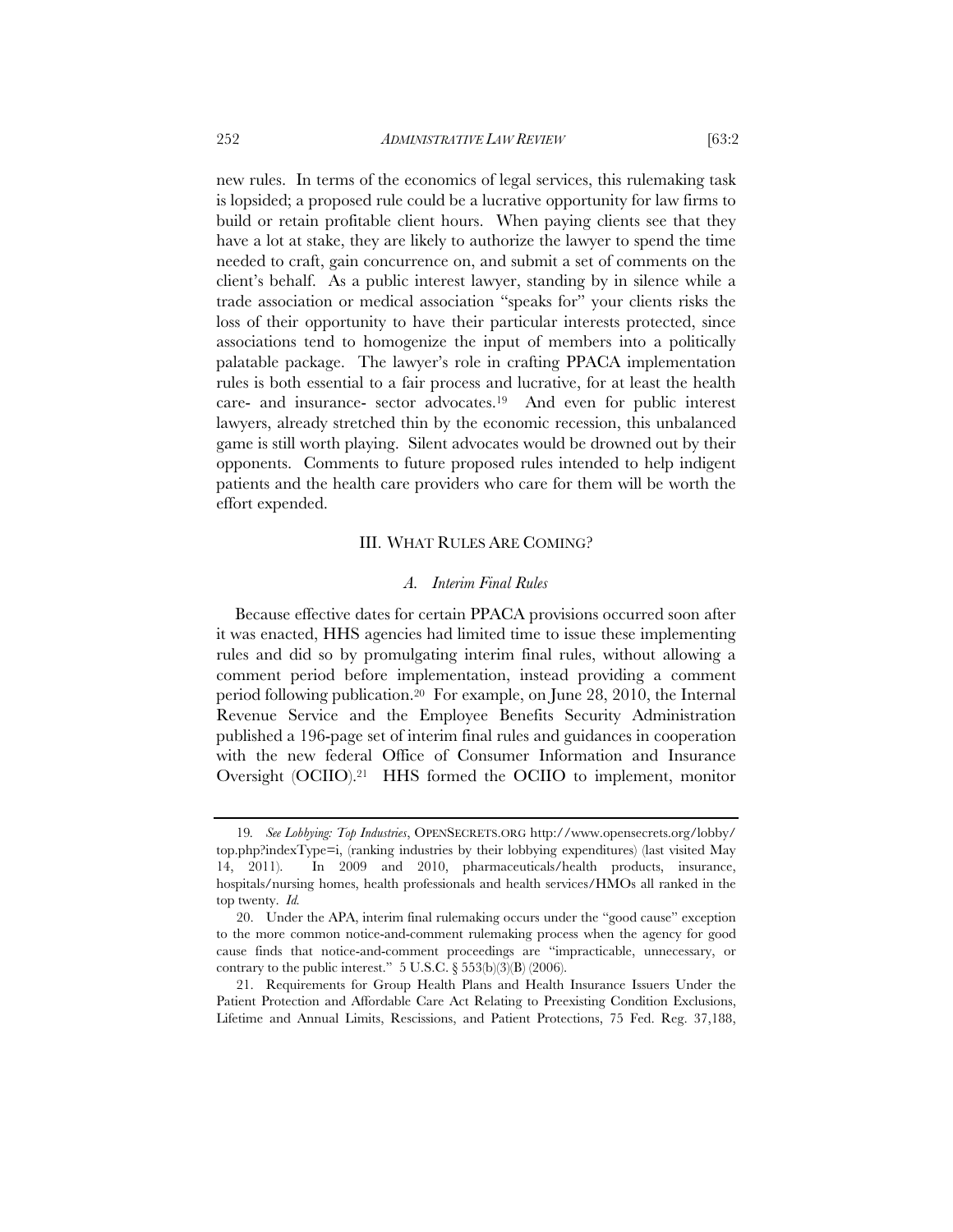new rules. In terms of the economics of legal services, this rulemaking task is lopsided; a proposed rule could be a lucrative opportunity for law firms to build or retain profitable client hours. When paying clients see that they have a lot at stake, they are likely to authorize the lawyer to spend the time needed to craft, gain concurrence on, and submit a set of comments on the client's behalf. As a public interest lawyer, standing by in silence while a trade association or medical association "speaks for" your clients risks the loss of their opportunity to have their particular interests protected, since associations tend to homogenize the input of members into a politically palatable package. The lawyer's role in crafting PPACA implementation rules is both essential to a fair process and lucrative, for at least the health care- and insurance- sector advocates.[19] And even for public interest lawyers, already stretched thin by the economic recession, this unbalanced game is still worth playing. Silent advocates would be drowned out by their opponents. Comments to future proposed rules intended to help indigent patients and the health care providers who care for them will be worth the effort expended.

## III. WHAT RULES ARE COMING?

### *A. Interim Final Rules*

Because effective dates for certain PPACA provisions occurred soon after it was enacted, HHS agencies had limited time to issue these implementing rules and did so by promulgating interim final rules, without allowing a comment period before implementation, instead providing a comment period following publication.[20] For example, on June 28, 2010, the Internal Revenue Service and the Employee Benefits Security Administration published a 196-page set of interim final rules and guidances in cooperation with the new federal Office of Consumer Information and Insurance Oversight (OCIIO).[21] HHS formed the OCIIO to implement, monitor

---

19. *See Lobbying: Top Industries*, OPENSECRETS.ORG http://www.opensecrets.org/lobby/top.php?indexType=i, (ranking industries by their lobbying expenditures) (last visited May 14, 2011). In 2009 and 2010, pharmaceuticals/health products, insurance, hospitals/nursing homes, health professionals and health services/HMOs all ranked in the top twenty. *Id.*

20. Under the APA, interim final rulemaking occurs under the "good cause" exception to the more common notice-and-comment rulemaking process when the agency for good cause finds that notice-and-comment proceedings are "impracticable, unnecessary, or contrary to the public interest." 5 U.S.C. § 553(b)(3)(B) (2006).

21. Requirements for Group Health Plans and Health Insurance Issuers Under the Patient Protection and Affordable Care Act Relating to Preexisting Condition Exclusions, Lifetime and Annual Limits, Rescissions, and Patient Protections, 75 Fed. Reg. 37,188,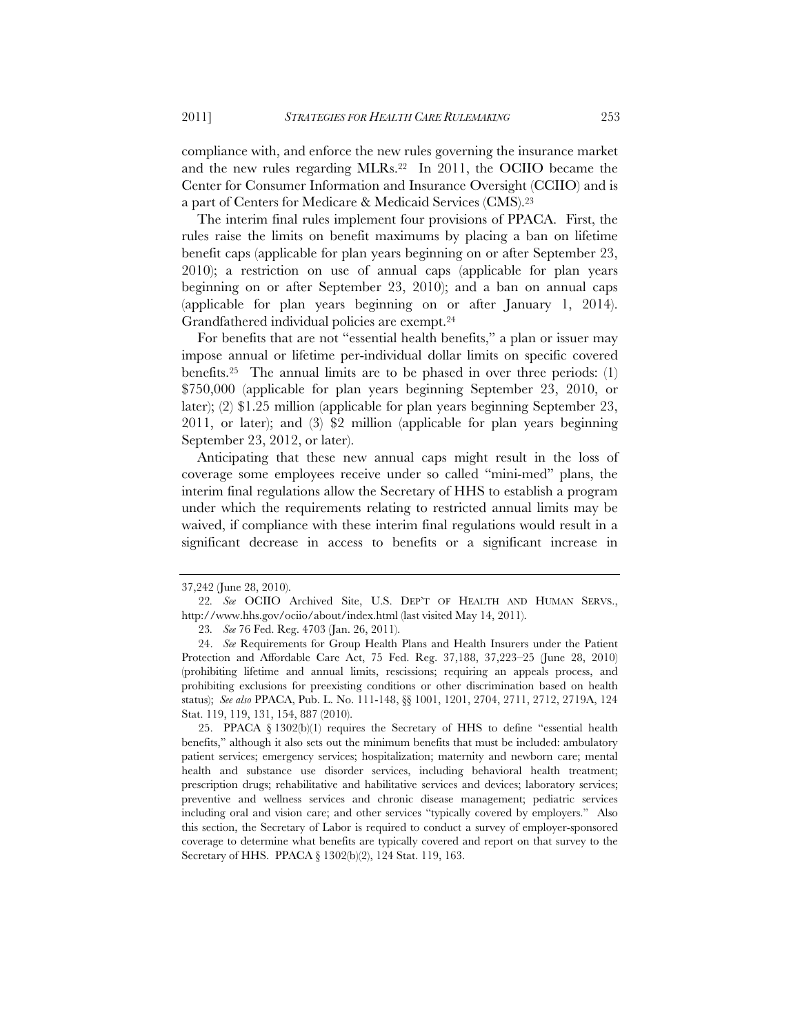compliance with, and enforce the new rules governing the insurance market and the new rules regarding MLRs.[22] In 2011, the OCIIO became the Center for Consumer Information and Insurance Oversight (CCIIO) and is a part of Centers for Medicare & Medicaid Services (CMS).[23]

The interim final rules implement four provisions of PPACA. First, the rules raise the limits on benefit maximums by placing a ban on lifetime benefit caps (applicable for plan years beginning on or after September 23, 2010); a restriction on use of annual caps (applicable for plan years beginning on or after September 23, 2010); and a ban on annual caps (applicable for plan years beginning on or after January 1, 2014). Grandfathered individual policies are exempt.[24]

For benefits that are not "essential health benefits," a plan or issuer may impose annual or lifetime per-individual dollar limits on specific covered benefits.[25] The annual limits are to be phased in over three periods: (1) \$750,000 (applicable for plan years beginning September 23, 2010, or later); (2) \$1.25 million (applicable for plan years beginning September 23, 2011, or later); and (3) \$2 million (applicable for plan years beginning September 23, 2012, or later).

Anticipating that these new annual caps might result in the loss of coverage some employees receive under so called "mini-med" plans, the interim final regulations allow the Secretary of HHS to establish a program under which the requirements relating to restricted annual limits may be waived, if compliance with these interim final regulations would result in a significant decrease in access to benefits or a significant increase in

---

37,242 (June 28, 2010).

22. *See* OCIIO Archived Site, U.S. DEP'T OF HEALTH AND HUMAN SERVS., http://www.hhs.gov/ociio/about/index.html (last visited May 14, 2011).

23. *See* 76 Fed. Reg. 4703 (Jan. 26, 2011).

24. *See* Requirements for Group Health Plans and Health Insurers under the Patient Protection and Affordable Care Act, 75 Fed. Reg. 37,188, 37,223–25 (June 28, 2010) (prohibiting lifetime and annual limits, rescissions; requiring an appeals process, and prohibiting exclusions for preexisting conditions or other discrimination based on health status); *See also* PPACA, Pub. L. No. 111-148, §§ 1001, 1201, 2704, 2711, 2712, 2719A, 124 Stat. 119, 119, 131, 154, 887 (2010).

25. PPACA § 1302(b)(1) requires the Secretary of HHS to define "essential health benefits," although it also sets out the minimum benefits that must be included: ambulatory patient services; emergency services; hospitalization; maternity and newborn care; mental health and substance use disorder services, including behavioral health treatment; prescription drugs; rehabilitative and habilitative services and devices; laboratory services; preventive and wellness services and chronic disease management; pediatric services including oral and vision care; and other services "typically covered by employers." Also this section, the Secretary of Labor is required to conduct a survey of employer-sponsored coverage to determine what benefits are typically covered and report on that survey to the Secretary of HHS. PPACA § 1302(b)(2), 124 Stat. 119, 163.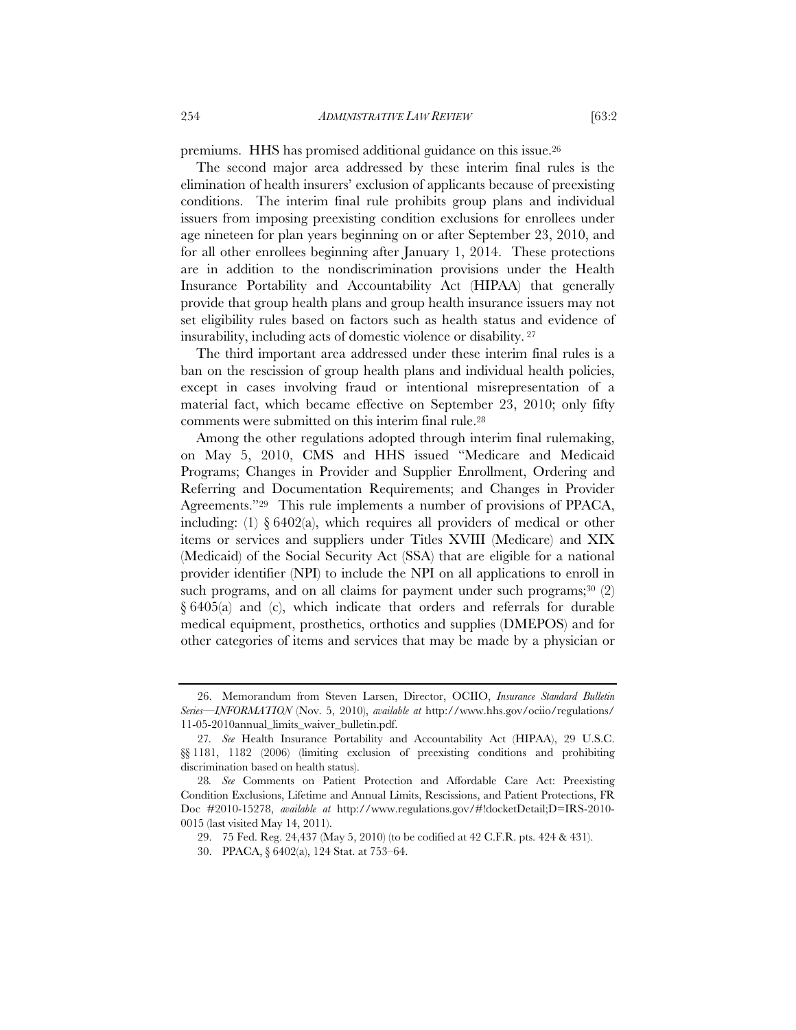premiums. HHS has promised additional guidance on this issue.[26]

The second major area addressed by these interim final rules is the elimination of health insurers' exclusion of applicants because of preexisting conditions. The interim final rule prohibits group plans and individual issuers from imposing preexisting condition exclusions for enrollees under age nineteen for plan years beginning on or after September 23, 2010, and for all other enrollees beginning after January 1, 2014. These protections are in addition to the nondiscrimination provisions under the Health Insurance Portability and Accountability Act (HIPAA) that generally provide that group health plans and group health insurance issuers may not set eligibility rules based on factors such as health status and evidence of insurability, including acts of domestic violence or disability.[27]

The third important area addressed under these interim final rules is a ban on the rescission of group health plans and individual health policies, except in cases involving fraud or intentional misrepresentation of a material fact, which became effective on September 23, 2010; only fifty comments were submitted on this interim final rule.[28]

Among the other regulations adopted through interim final rulemaking, on May 5, 2010, CMS and HHS issued "Medicare and Medicaid Programs; Changes in Provider and Supplier Enrollment, Ordering and Referring and Documentation Requirements; and Changes in Provider Agreements."[29] This rule implements a number of provisions of PPACA, including: (1) § 6402(a), which requires all providers of medical or other items or services and suppliers under Titles XVIII (Medicare) and XIX (Medicaid) of the Social Security Act (SSA) that are eligible for a national provider identifier (NPI) to include the NPI on all applications to enroll in such programs, and on all claims for payment under such programs;[30] (2) § 6405(a) and (c), which indicate that orders and referrals for durable medical equipment, prosthetics, orthotics and supplies (DMEPOS) and for other categories of items and services that may be made by a physician or

---

26. Memorandum from Steven Larsen, Director, OCIIO, *Insurance Standard Bulletin Series—INFORMATION* (Nov. 5, 2010), *available at* http://www.hhs.gov/ociio/regulations/11-05-2010annual_limits_waiver_bulletin.pdf.

27. *See* Health Insurance Portability and Accountability Act (HIPAA), 29 U.S.C. §§ 1181, 1182 (2006) (limiting exclusion of preexisting conditions and prohibiting discrimination based on health status).

28. *See* Comments on Patient Protection and Affordable Care Act: Preexisting Condition Exclusions, Lifetime and Annual Limits, Rescissions, and Patient Protections, FR Doc #2010-15278, *available at* http://www.regulations.gov/#!docketDetail;D=IRS-2010-0015 (last visited May 14, 2011).

29. 75 Fed. Reg. 24,437 (May 5, 2010) (to be codified at 42 C.F.R. pts. 424 & 431).

30. PPACA, § 6402(a), 124 Stat. at 753–64.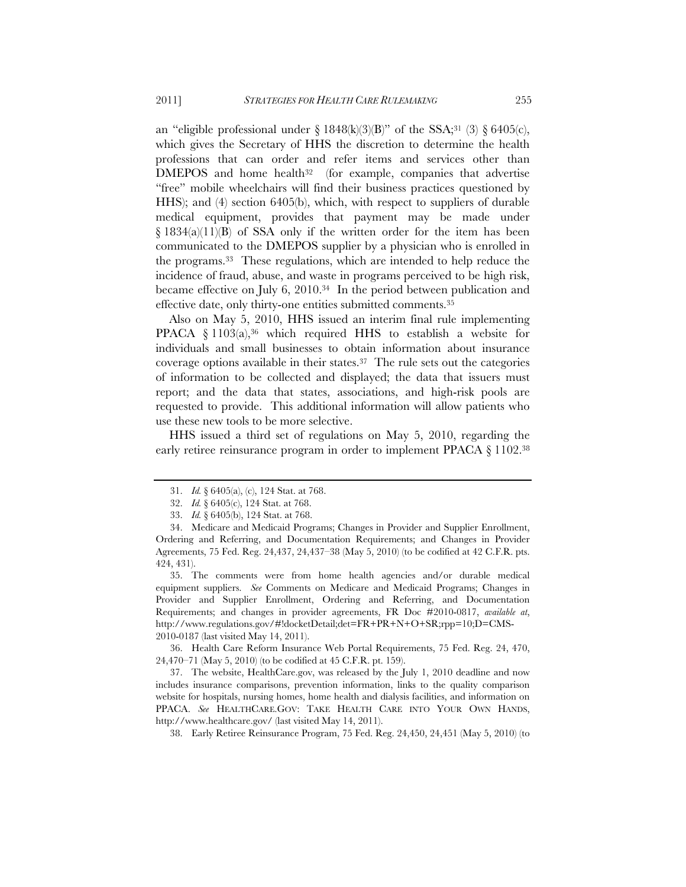an "eligible professional under § 1848(k)(3)(B)" of the SSA;[31] (3) § 6405(c), which gives the Secretary of HHS the discretion to determine the health professions that can order and refer items and services other than DMEPOS and home health[32] (for example, companies that advertise "free" mobile wheelchairs will find their business practices questioned by HHS); and (4) section 6405(b), which, with respect to suppliers of durable medical equipment, provides that payment may be made under § 1834(a)(11)(B) of SSA only if the written order for the item has been communicated to the DMEPOS supplier by a physician who is enrolled in the programs.[33] These regulations, which are intended to help reduce the incidence of fraud, abuse, and waste in programs perceived to be high risk, became effective on July 6, 2010.[34] In the period between publication and effective date, only thirty-one entities submitted comments.[35]

Also on May 5, 2010, HHS issued an interim final rule implementing PPACA § 1103(a),[36] which required HHS to establish a website for individuals and small businesses to obtain information about insurance coverage options available in their states.[37] The rule sets out the categories of information to be collected and displayed; the data that issuers must report; and the data that states, associations, and high-risk pools are requested to provide. This additional information will allow patients who use these new tools to be more selective.

HHS issued a third set of regulations on May 5, 2010, regarding the early retiree reinsurance program in order to implement PPACA § 1102.[38]

---

31. *Id.* § 6405(a), (c), 124 Stat. at 768.

32. *Id.* § 6405(c), 124 Stat. at 768.

33. *Id.* § 6405(b), 124 Stat. at 768.

34. Medicare and Medicaid Programs; Changes in Provider and Supplier Enrollment, Ordering and Referring, and Documentation Requirements; and Changes in Provider Agreements, 75 Fed. Reg. 24,437, 24,437–38 (May 5, 2010) (to be codified at 42 C.F.R. pts. 424, 431).

35. The comments were from home health agencies and/or durable medical equipment suppliers. *See* Comments on Medicare and Medicaid Programs; Changes in Provider and Supplier Enrollment, Ordering and Referring, and Documentation Requirements; and changes in provider agreements, FR Doc #2010-0817, *available at*, http://www.regulations.gov/#!docketDetail;det=FR+PR+N+O+SR;rpp=10;D=CMS-2010-0187 (last visited May 14, 2011).

36. Health Care Reform Insurance Web Portal Requirements, 75 Fed. Reg. 24, 470, 24,470–71 (May 5, 2010) (to be codified at 45 C.F.R. pt. 159).

37. The website, HealthCare.gov, was released by the July 1, 2010 deadline and now includes insurance comparisons, prevention information, links to the quality comparison website for hospitals, nursing homes, home health and dialysis facilities, and information on PPACA. *See* HEALTHCARE.GOV: TAKE HEALTH CARE INTO YOUR OWN HANDS, http://www.healthcare.gov/ (last visited May 14, 2011).

38. Early Retiree Reinsurance Program, 75 Fed. Reg. 24,450, 24,451 (May 5, 2010) (to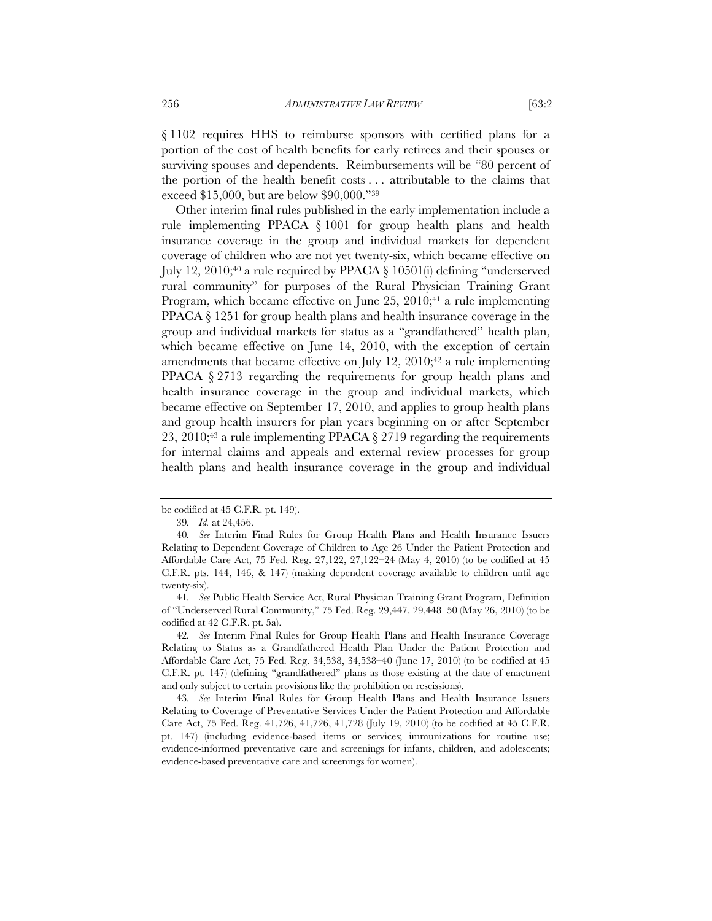§ 1102 requires HHS to reimburse sponsors with certified plans for a portion of the cost of health benefits for early retirees and their spouses or surviving spouses and dependents. Reimbursements will be "80 percent of the portion of the health benefit costs . . . attributable to the claims that exceed $15,000, but are below $90,000."[39]

Other interim final rules published in the early implementation include a rule implementing PPACA § 1001 for group health plans and health insurance coverage in the group and individual markets for dependent coverage of children who are not yet twenty-six, which became effective on July 12, 2010;[40] a rule required by PPACA § 10501(i) defining "underserved rural community" for purposes of the Rural Physician Training Grant Program, which became effective on June 25, 2010;[41] a rule implementing PPACA § 1251 for group health plans and health insurance coverage in the group and individual markets for status as a "grandfathered" health plan, which became effective on June 14, 2010, with the exception of certain amendments that became effective on July 12, 2010;[42] a rule implementing PPACA § 2713 regarding the requirements for group health plans and health insurance coverage in the group and individual markets, which became effective on September 17, 2010, and applies to group health plans and group health insurers for plan years beginning on or after September 23, 2010;[43] a rule implementing PPACA § 2719 regarding the requirements for internal claims and appeals and external review processes for group health plans and health insurance coverage in the group and individual

---

be codified at 45 C.F.R. pt. 149).

39. *Id.* at 24,456.

40. *See* Interim Final Rules for Group Health Plans and Health Insurance Issuers Relating to Dependent Coverage of Children to Age 26 Under the Patient Protection and Affordable Care Act, 75 Fed. Reg. 27,122, 27,122–24 (May 4, 2010) (to be codified at 45 C.F.R. pts. 144, 146, & 147) (making dependent coverage available to children until age twenty-six).

41. *See* Public Health Service Act, Rural Physician Training Grant Program, Definition of "Underserved Rural Community," 75 Fed. Reg. 29,447, 29,448–50 (May 26, 2010) (to be codified at 42 C.F.R. pt. 5a).

42. *See* Interim Final Rules for Group Health Plans and Health Insurance Coverage Relating to Status as a Grandfathered Health Plan Under the Patient Protection and Affordable Care Act, 75 Fed. Reg. 34,538, 34,538–40 (June 17, 2010) (to be codified at 45 C.F.R. pt. 147) (defining "grandfathered" plans as those existing at the date of enactment and only subject to certain provisions like the prohibition on rescissions).

43. *See* Interim Final Rules for Group Health Plans and Health Insurance Issuers Relating to Coverage of Preventative Services Under the Patient Protection and Affordable Care Act, 75 Fed. Reg. 41,726, 41,726, 41,728 (July 19, 2010) (to be codified at 45 C.F.R. pt. 147) (including evidence-based items or services; immunizations for routine use; evidence-informed preventative care and screenings for infants, children, and adolescents; evidence-based preventative care and screenings for women).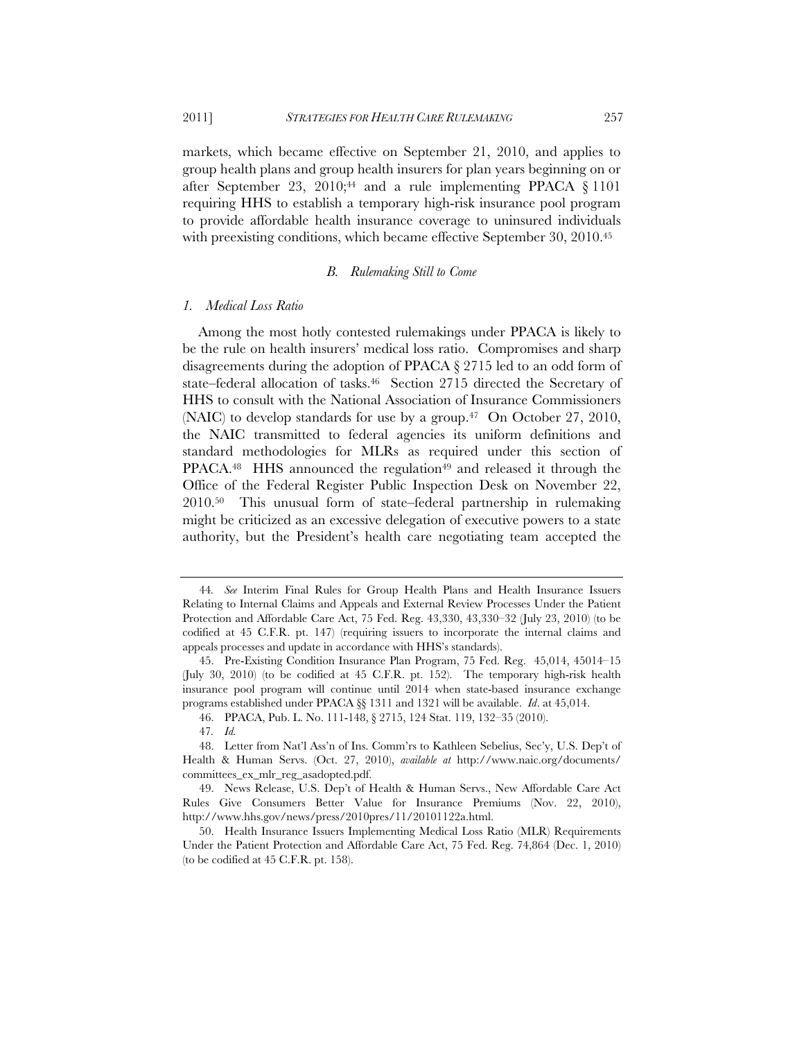markets, which became effective on September 21, 2010, and applies to group health plans and group health insurers for plan years beginning on or after September 23, 2010;[44] and a rule implementing PPACA § 1101 requiring HHS to establish a temporary high-risk insurance pool program to provide affordable health insurance coverage to uninsured individuals with preexisting conditions, which became effective September 30, 2010.[45]

### *B. Rulemaking Still to Come*

#### *1. Medical Loss Ratio*

Among the most hotly contested rulemakings under PPACA is likely to be the rule on health insurers' medical loss ratio. Compromises and sharp disagreements during the adoption of PPACA § 2715 led to an odd form of state–federal allocation of tasks.[46] Section 2715 directed the Secretary of HHS to consult with the National Association of Insurance Commissioners (NAIC) to develop standards for use by a group.[47] On October 27, 2010, the NAIC transmitted to federal agencies its uniform definitions and standard methodologies for MLRs as required under this section of PPACA.[48] HHS announced the regulation[49] and released it through the Office of the Federal Register Public Inspection Desk on November 22, 2010.[50] This unusual form of state–federal partnership in rulemaking might be criticized as an excessive delegation of executive powers to a state authority, but the President's health care negotiating team accepted the

---

44. *See* Interim Final Rules for Group Health Plans and Health Insurance Issuers Relating to Internal Claims and Appeals and External Review Processes Under the Patient Protection and Affordable Care Act, 75 Fed. Reg. 43,330, 43,330–32 (July 23, 2010) (to be codified at 45 C.F.R. pt. 147) (requiring issuers to incorporate the internal claims and appeals processes and update in accordance with HHS's standards).

45. Pre-Existing Condition Insurance Plan Program, 75 Fed. Reg. 45,014, 45014–15 (July 30, 2010) (to be codified at 45 C.F.R. pt. 152). The temporary high-risk health insurance pool program will continue until 2014 when state-based insurance exchange programs established under PPACA §§ 1311 and 1321 will be available. *Id*. at 45,014.

46. PPACA, Pub. L. No. 111-148, § 2715, 124 Stat. 119, 132–35 (2010).

47. *Id.*

48. Letter from Nat'l Ass'n of Ins. Comm'rs to Kathleen Sebelius, Sec'y, U.S. Dep't of Health & Human Servs. (Oct. 27, 2010), *available at* http://www.naic.org/documents/committees_ex_mlr_reg_asadopted.pdf.

49. News Release, U.S. Dep't of Health & Human Servs., New Affordable Care Act Rules Give Consumers Better Value for Insurance Premiums (Nov. 22, 2010), http://www.hhs.gov/news/press/2010pres/11/20101122a.html.

50. Health Insurance Issuers Implementing Medical Loss Ratio (MLR) Requirements Under the Patient Protection and Affordable Care Act, 75 Fed. Reg. 74,864 (Dec. 1, 2010) (to be codified at 45 C.F.R. pt. 158).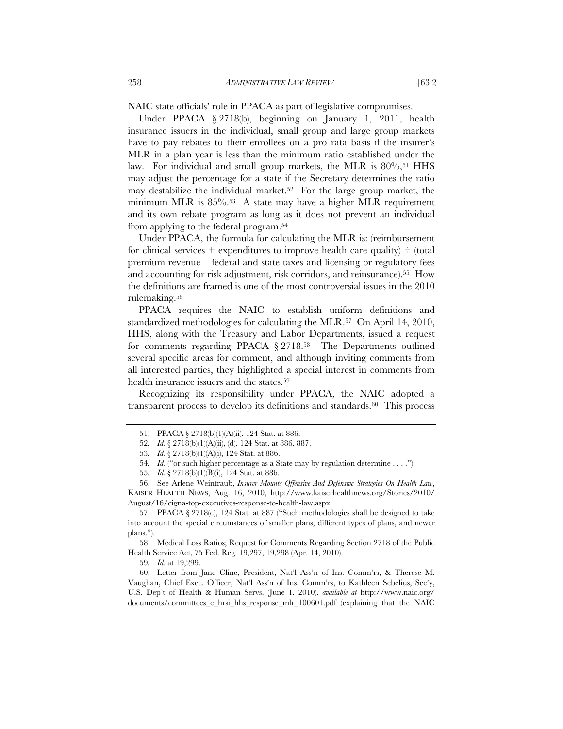NAIC state officials' role in PPACA as part of legislative compromises.

Under PPACA § 2718(b), beginning on January 1, 2011, health insurance issuers in the individual, small group and large group markets have to pay rebates to their enrollees on a pro rata basis if the insurer's MLR in a plan year is less than the minimum ratio established under the law. For individual and small group markets, the MLR is 80%,[51] HHS may adjust the percentage for a state if the Secretary determines the ratio may destabilize the individual market.[52] For the large group market, the minimum MLR is 85%.[53] A state may have a higher MLR requirement and its own rebate program as long as it does not prevent an individual from applying to the federal program.[54]

Under PPACA, the formula for calculating the MLR is: (reimbursement for clinical services + expenditures to improve health care quality) ÷ (total premium revenue – federal and state taxes and licensing or regulatory fees and accounting for risk adjustment, risk corridors, and reinsurance).[55] How the definitions are framed is one of the most controversial issues in the 2010 rulemaking.[56]

PPACA requires the NAIC to establish uniform definitions and standardized methodologies for calculating the MLR.[57] On April 14, 2010, HHS, along with the Treasury and Labor Departments, issued a request for comments regarding PPACA § 2718.[58] The Departments outlined several specific areas for comment, and although inviting comments from all interested parties, they highlighted a special interest in comments from health insurance issuers and the states.[59]

Recognizing its responsibility under PPACA, the NAIC adopted a transparent process to develop its definitions and standards.[60] This process

---

51. PPACA § 2718(b)(1)(A)(ii), 124 Stat. at 886.

52. *Id.* § 2718(b)(1)(A)(ii), (d), 124 Stat. at 886, 887.

53. *Id.* § 2718(b)(1)(A)(i), 124 Stat. at 886.

54. *Id.* ("or such higher percentage as a State may by regulation determine . . . .").

55. *Id.* § 2718(b)(1)(B)(i), 124 Stat. at 886.

56. See Arlene Weintraub, *Insurer Mounts Offensive And Defensive Strategies On Health Law*, KAISER HEALTH NEWS, Aug. 16, 2010, http://www.kaiserhealthnews.org/Stories/2010/August/16/cigna-top-executives-response-to-health-law.aspx.

57. PPACA § 2718(c), 124 Stat. at 887 ("Such methodologies shall be designed to take into account the special circumstances of smaller plans, different types of plans, and newer plans.").

58. Medical Loss Ratios; Request for Comments Regarding Section 2718 of the Public Health Service Act, 75 Fed. Reg. 19,297, 19,298 (Apr. 14, 2010).

59. *Id.* at 19,299.

60. Letter from Jane Cline, President, Nat'l Ass'n of Ins. Comm'rs, & Therese M. Vaughan, Chief Exec. Officer, Nat'l Ass'n of Ins. Comm'rs, to Kathleen Sebelius, Sec'y, U.S. Dep't of Health & Human Servs. (June 1, 2010), *available at* http://www.naic.org/documents/committees_e_hrsi_hhs_response_mlr_100601.pdf (explaining that the NAIC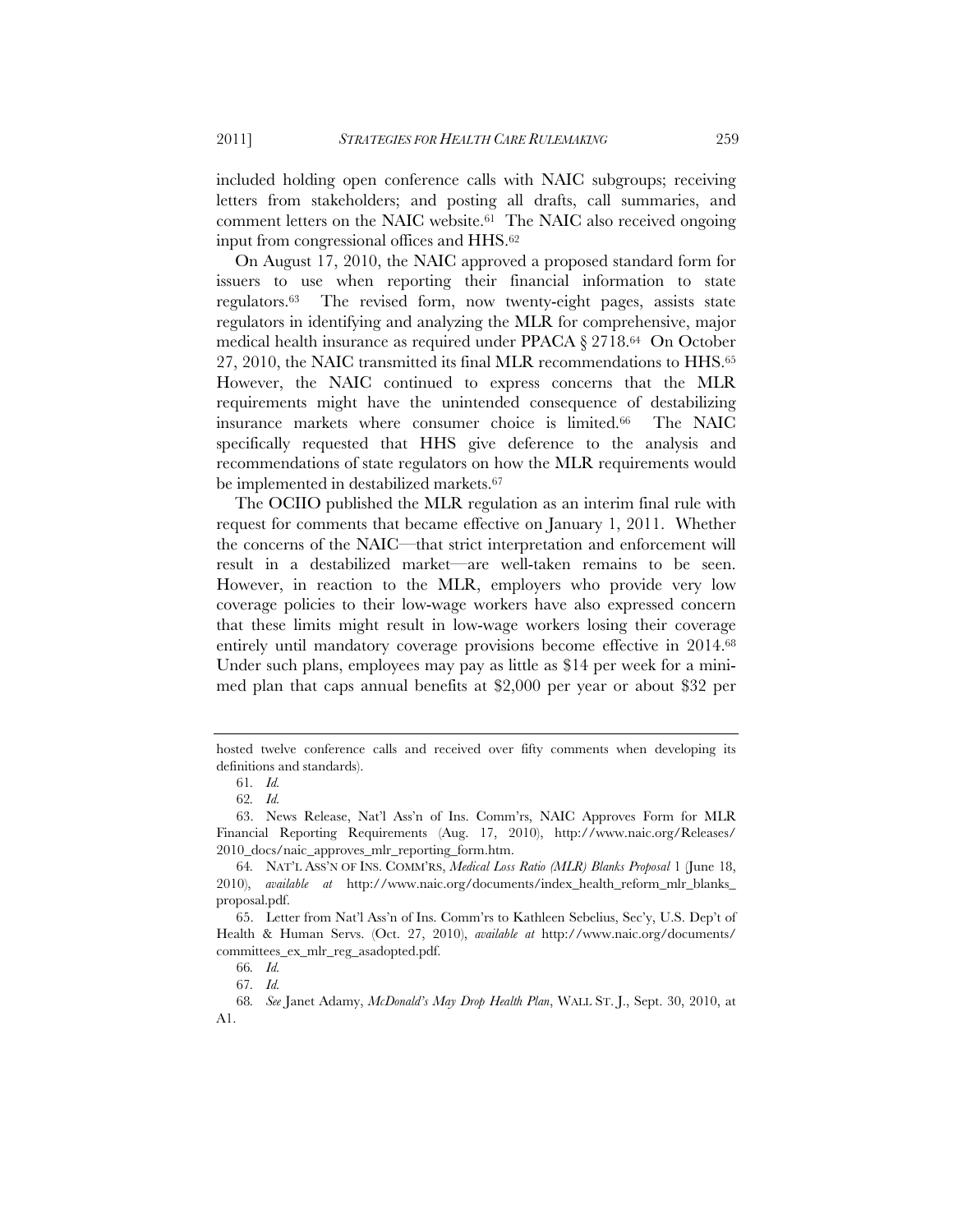included holding open conference calls with NAIC subgroups; receiving letters from stakeholders; and posting all drafts, call summaries, and comment letters on the NAIC website.[61] The NAIC also received ongoing input from congressional offices and HHS.[62]

On August 17, 2010, the NAIC approved a proposed standard form for issuers to use when reporting their financial information to state regulators.[63] The revised form, now twenty-eight pages, assists state regulators in identifying and analyzing the MLR for comprehensive, major medical health insurance as required under PPACA § 2718.[64] On October 27, 2010, the NAIC transmitted its final MLR recommendations to HHS.[65] However, the NAIC continued to express concerns that the MLR requirements might have the unintended consequence of destabilizing insurance markets where consumer choice is limited.[66] The NAIC specifically requested that HHS give deference to the analysis and recommendations of state regulators on how the MLR requirements would be implemented in destabilized markets.[67]

The OCIIO published the MLR regulation as an interim final rule with request for comments that became effective on January 1, 2011. Whether the concerns of the NAIC—that strict interpretation and enforcement will result in a destabilized market—are well-taken remains to be seen. However, in reaction to the MLR, employers who provide very low coverage policies to their low-wage workers have also expressed concern that these limits might result in low-wage workers losing their coverage entirely until mandatory coverage provisions become effective in 2014.[68] Under such plans, employees may pay as little as $14 per week for a mini-med plan that caps annual benefits at $2,000 per year or about $32 per

---

hosted twelve conference calls and received over fifty comments when developing its definitions and standards).

61. *Id.*

62. *Id.*

63. News Release, Nat'l Ass'n of Ins. Comm'rs, NAIC Approves Form for MLR Financial Reporting Requirements (Aug. 17, 2010), http://www.naic.org/Releases/2010_docs/naic_approves_mlr_reporting_form.htm.

64. NAT'L ASS'N OF INS. COMM'RS, *Medical Loss Ratio (MLR) Blanks Proposal* 1 (June 18, 2010), *available at* http://www.naic.org/documents/index_health_reform_mlr_blanks_proposal.pdf.

65. Letter from Nat'l Ass'n of Ins. Comm'rs to Kathleen Sebelius, Sec'y, U.S. Dep't of Health & Human Servs. (Oct. 27, 2010), *available at* http://www.naic.org/documents/committees_ex_mlr_reg_asadopted.pdf.

66. *Id.*

67. *Id.*

68. *See* Janet Adamy, *McDonald's May Drop Health Plan*, WALL ST. J., Sept. 30, 2010, at A1.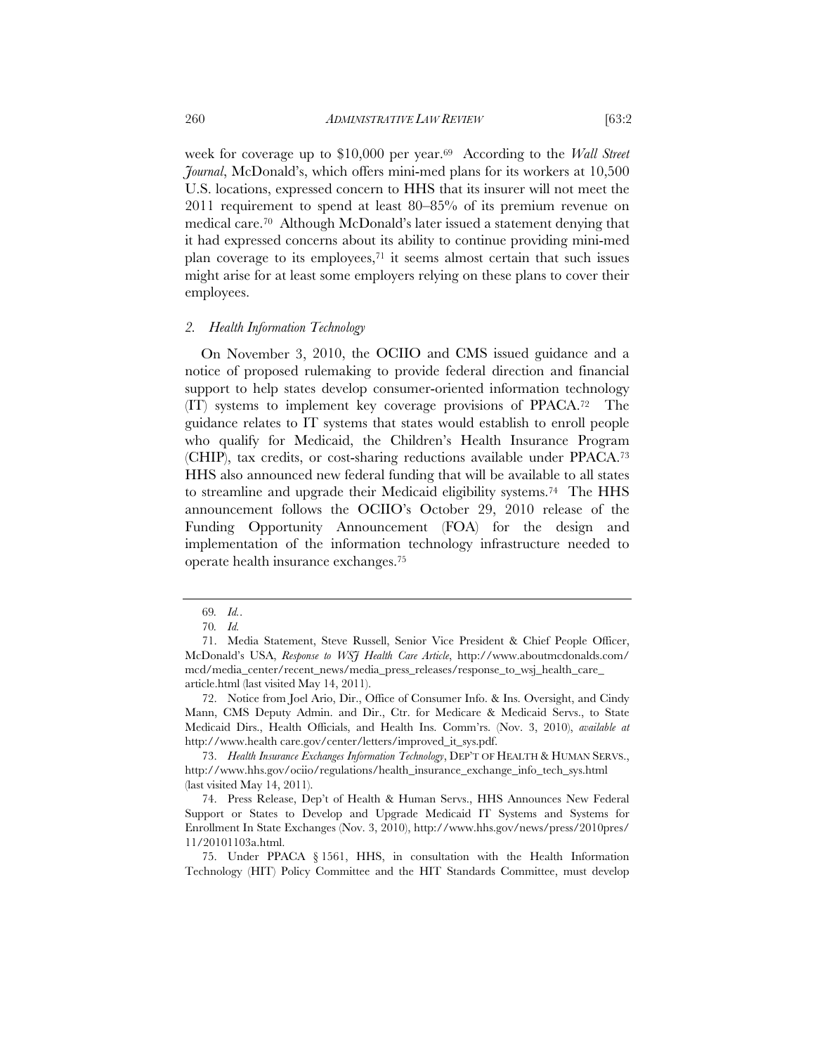week for coverage up to $10,000 per year.[69] According to the *Wall Street Journal*, McDonald's, which offers mini-med plans for its workers at 10,500 U.S. locations, expressed concern to HHS that its insurer will not meet the 2011 requirement to spend at least 80–85% of its premium revenue on medical care.[70] Although McDonald's later issued a statement denying that it had expressed concerns about its ability to continue providing mini-med plan coverage to its employees,[71] it seems almost certain that such issues might arise for at least some employers relying on these plans to cover their employees.

### *2. Health Information Technology*

On November 3, 2010, the OCIIO and CMS issued guidance and a notice of proposed rulemaking to provide federal direction and financial support to help states develop consumer-oriented information technology (IT) systems to implement key coverage provisions of PPACA.[72] The guidance relates to IT systems that states would establish to enroll people who qualify for Medicaid, the Children's Health Insurance Program (CHIP), tax credits, or cost-sharing reductions available under PPACA.[73] HHS also announced new federal funding that will be available to all states to streamline and upgrade their Medicaid eligibility systems.[74] The HHS announcement follows the OCIIO's October 29, 2010 release of the Funding Opportunity Announcement (FOA) for the design and implementation of the information technology infrastructure needed to operate health insurance exchanges.[75]

---

69. *Id.*.

70. *Id.*

71. Media Statement, Steve Russell, Senior Vice President & Chief People Officer, McDonald's USA, *Response to WSJ Health Care Article*, http://www.aboutmcdonalds.com/mcd/media_center/recent_news/media_press_releases/response_to_wsj_health_care_article.html (last visited May 14, 2011).

72. Notice from Joel Ario, Dir., Office of Consumer Info. & Ins. Oversight, and Cindy Mann, CMS Deputy Admin. and Dir., Ctr. for Medicare & Medicaid Servs., to State Medicaid Dirs., Health Officials, and Health Ins. Comm'rs. (Nov. 3, 2010), *available at* http://www.health care.gov/center/letters/improved_it_sys.pdf.

73. *Health Insurance Exchanges Information Technology*, DEP'T OF HEALTH & HUMAN SERVS., http://www.hhs.gov/ociio/regulations/health_insurance_exchange_info_tech_sys.html (last visited May 14, 2011).

74. Press Release, Dep't of Health & Human Servs., HHS Announces New Federal Support or States to Develop and Upgrade Medicaid IT Systems and Systems for Enrollment In State Exchanges (Nov. 3, 2010), http://www.hhs.gov/news/press/2010pres/11/20101103a.html.

75. Under PPACA § 1561, HHS, in consultation with the Health Information Technology (HIT) Policy Committee and the HIT Standards Committee, must develop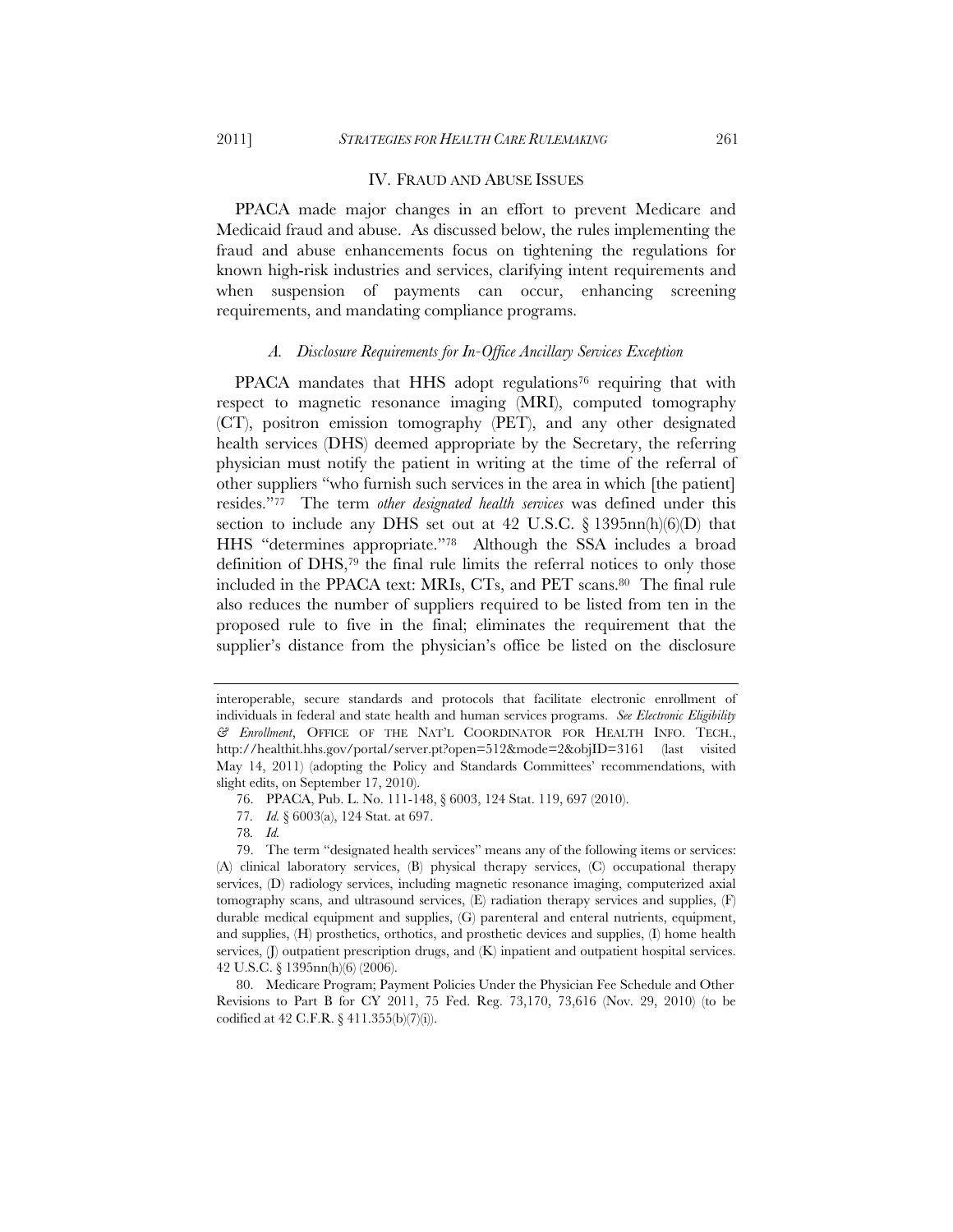## IV. Fraud and Abuse Issues

PPACA made major changes in an effort to prevent Medicare and Medicaid fraud and abuse. As discussed below, the rules implementing the fraud and abuse enhancements focus on tightening the regulations for known high-risk industries and services, clarifying intent requirements and when suspension of payments can occur, enhancing screening requirements, and mandating compliance programs.

### *A. Disclosure Requirements for In-Office Ancillary Services Exception*

PPACA mandates that HHS adopt regulations[76] requiring that with respect to magnetic resonance imaging (MRI), computed tomography (CT), positron emission tomography (PET), and any other designated health services (DHS) deemed appropriate by the Secretary, the referring physician must notify the patient in writing at the time of the referral of other suppliers "who furnish such services in the area in which [the patient] resides."[77] The term *other designated health services* was defined under this section to include any DHS set out at 42 U.S.C. § 1395nn(h)(6)(D) that HHS "determines appropriate."[78] Although the SSA includes a broad definition of DHS,[79] the final rule limits the referral notices to only those included in the PPACA text: MRIs, CTs, and PET scans.[80] The final rule also reduces the number of suppliers required to be listed from ten in the proposed rule to five in the final; eliminates the requirement that the supplier's distance from the physician's office be listed on the disclosure

---

interoperable, secure standards and protocols that facilitate electronic enrollment of individuals in federal and state health and human services programs. *See Electronic Eligibility & Enrollment*, OFFICE OF THE NAT'L COORDINATOR FOR HEALTH INFO. TECH., http://healthit.hhs.gov/portal/server.pt?open=512&mode=2&objID=3161 (last visited May 14, 2011) (adopting the Policy and Standards Committees' recommendations, with slight edits, on September 17, 2010).

76. PPACA, Pub. L. No. 111-148, § 6003, 124 Stat. 119, 697 (2010).

77. *Id.* § 6003(a), 124 Stat. at 697.

78. *Id.*

79. The term "designated health services" means any of the following items or services: (A) clinical laboratory services, (B) physical therapy services, (C) occupational therapy services, (D) radiology services, including magnetic resonance imaging, computerized axial tomography scans, and ultrasound services, (E) radiation therapy services and supplies, (F) durable medical equipment and supplies, (G) parenteral and enteral nutrients, equipment, and supplies, (H) prosthetics, orthotics, and prosthetic devices and supplies, (I) home health services, (J) outpatient prescription drugs, and (K) inpatient and outpatient hospital services. 42 U.S.C. § 1395nn(h)(6) (2006).

80. Medicare Program; Payment Policies Under the Physician Fee Schedule and Other Revisions to Part B for CY 2011, 75 Fed. Reg. 73,170, 73,616 (Nov. 29, 2010) (to be codified at 42 C.F.R. § 411.355(b)(7)(i)).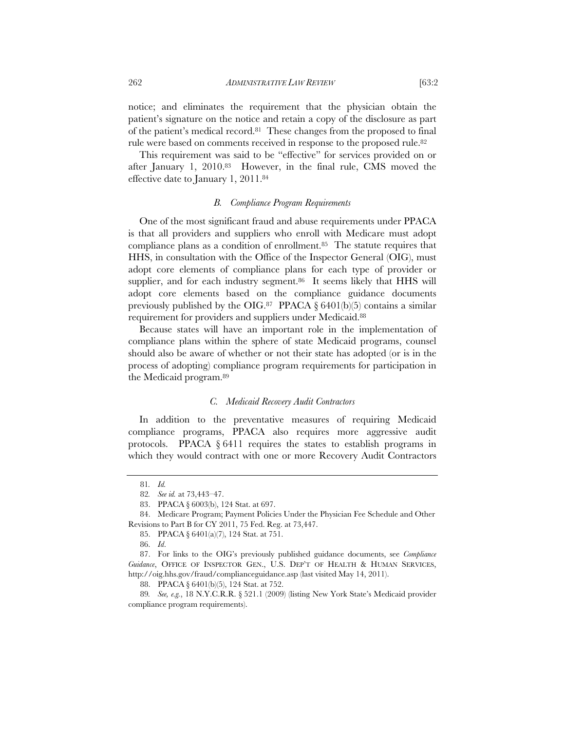notice; and eliminates the requirement that the physician obtain the patient's signature on the notice and retain a copy of the disclosure as part of the patient's medical record.[81] These changes from the proposed to final rule were based on comments received in response to the proposed rule.[82]

This requirement was said to be "effective" for services provided on or after January 1, 2010.[83] However, in the final rule, CMS moved the effective date to January 1, 2011.[84]

### *B. Compliance Program Requirements*

One of the most significant fraud and abuse requirements under PPACA is that all providers and suppliers who enroll with Medicare must adopt compliance plans as a condition of enrollment.[85] The statute requires that HHS, in consultation with the Office of the Inspector General (OIG), must adopt core elements of compliance plans for each type of provider or supplier, and for each industry segment.[86] It seems likely that HHS will adopt core elements based on the compliance guidance documents previously published by the OIG.[87] PPACA § 6401(b)(5) contains a similar requirement for providers and suppliers under Medicaid.[88]

Because states will have an important role in the implementation of compliance plans within the sphere of state Medicaid programs, counsel should also be aware of whether or not their state has adopted (or is in the process of adopting) compliance program requirements for participation in the Medicaid program.[89]

### *C. Medicaid Recovery Audit Contractors*

In addition to the preventative measures of requiring Medicaid compliance programs, PPACA also requires more aggressive audit protocols. PPACA § 6411 requires the states to establish programs in which they would contract with one or more Recovery Audit Contractors

---

81. *Id.*

82. *See id.* at 73,443–47.

83. PPACA § 6003(b), 124 Stat. at 697.

84. Medicare Program; Payment Policies Under the Physician Fee Schedule and Other Revisions to Part B for CY 2011, 75 Fed. Reg. at 73,447.

85. PPACA § 6401(a)(7), 124 Stat. at 751.

86. *Id*.

87. For links to the OIG's previously published guidance documents, see *Compliance Guidance*, OFFICE OF INSPECTOR GEN., U.S. DEP'T OF HEALTH & HUMAN SERVICES, http://oig.hhs.gov/fraud/complianceguidance.asp (last visited May 14, 2011).

88. PPACA § 6401(b)(5), 124 Stat. at 752.

89. *See, e.g.*, 18 N.Y.C.R.R. § 521.1 (2009) (listing New York State's Medicaid provider compliance program requirements).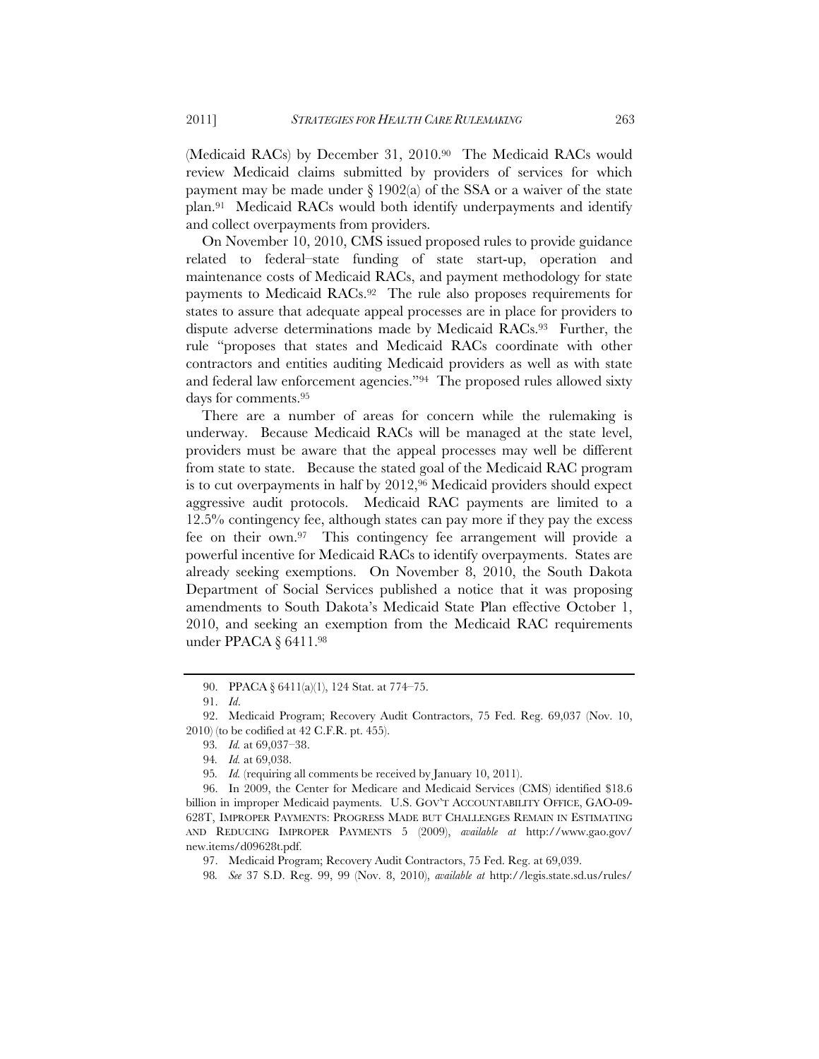(Medicaid RACs) by December 31, 2010.[90] The Medicaid RACs would review Medicaid claims submitted by providers of services for which payment may be made under § 1902(a) of the SSA or a waiver of the state plan.[91] Medicaid RACs would both identify underpayments and identify and collect overpayments from providers.

On November 10, 2010, CMS issued proposed rules to provide guidance related to federal–state funding of state start-up, operation and maintenance costs of Medicaid RACs, and payment methodology for state payments to Medicaid RACs.[92] The rule also proposes requirements for states to assure that adequate appeal processes are in place for providers to dispute adverse determinations made by Medicaid RACs.[93] Further, the rule "proposes that states and Medicaid RACs coordinate with other contractors and entities auditing Medicaid providers as well as with state and federal law enforcement agencies."[94] The proposed rules allowed sixty days for comments.[95]

There are a number of areas for concern while the rulemaking is underway. Because Medicaid RACs will be managed at the state level, providers must be aware that the appeal processes may well be different from state to state. Because the stated goal of the Medicaid RAC program is to cut overpayments in half by 2012,[96] Medicaid providers should expect aggressive audit protocols. Medicaid RAC payments are limited to a 12.5% contingency fee, although states can pay more if they pay the excess fee on their own.[97] This contingency fee arrangement will provide a powerful incentive for Medicaid RACs to identify overpayments. States are already seeking exemptions. On November 8, 2010, the South Dakota Department of Social Services published a notice that it was proposing amendments to South Dakota's Medicaid State Plan effective October 1, 2010, and seeking an exemption from the Medicaid RAC requirements under PPACA § 6411.[98]

---

90. PPACA § 6411(a)(1), 124 Stat. at 774–75.

91. *Id*.

92. Medicaid Program; Recovery Audit Contractors, 75 Fed. Reg. 69,037 (Nov. 10, 2010) (to be codified at 42 C.F.R. pt. 455).

93. *Id.* at 69,037–38.

94. *Id.* at 69,038.

95. *Id.* (requiring all comments be received by January 10, 2011).

96. In 2009, the Center for Medicare and Medicaid Services (CMS) identified $18.6 billion in improper Medicaid payments. U.S. GOV'T ACCOUNTABILITY OFFICE, GAO-09-628T, IMPROPER PAYMENTS: PROGRESS MADE BUT CHALLENGES REMAIN IN ESTIMATING AND REDUCING IMPROPER PAYMENTS 5 (2009), *available at* http://www.gao.gov/new.items/d09628t.pdf.

97. Medicaid Program; Recovery Audit Contractors, 75 Fed. Reg. at 69,039.

98. *See* 37 S.D. Reg. 99, 99 (Nov. 8, 2010), *available at* http://legis.state.sd.us/rules/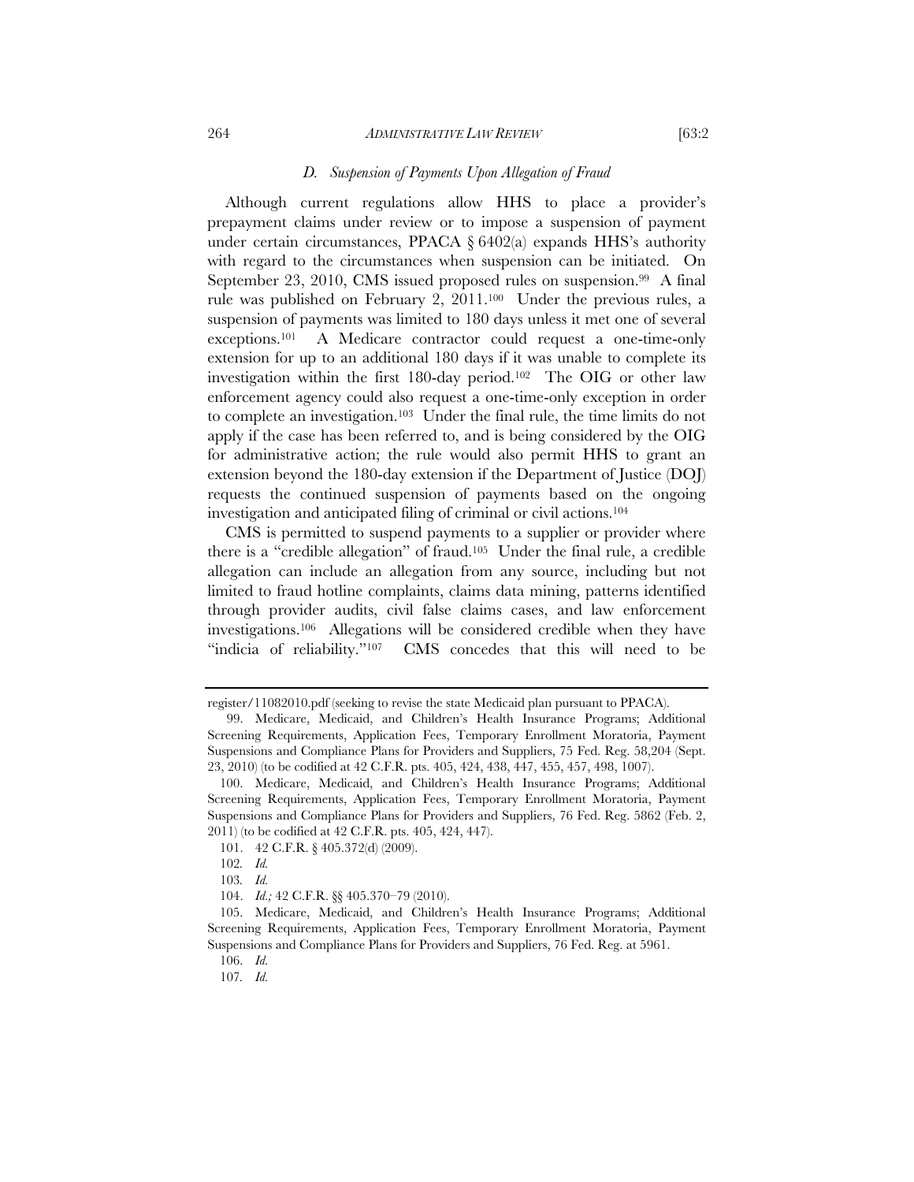### *D. Suspension of Payments Upon Allegation of Fraud*

Although current regulations allow HHS to place a provider's prepayment claims under review or to impose a suspension of payment under certain circumstances, PPACA § 6402(a) expands HHS's authority with regard to the circumstances when suspension can be initiated. On September 23, 2010, CMS issued proposed rules on suspension.[99] A final rule was published on February 2, 2011.[100] Under the previous rules, a suspension of payments was limited to 180 days unless it met one of several exceptions.[101] A Medicare contractor could request a one-time-only extension for up to an additional 180 days if it was unable to complete its investigation within the first 180-day period.[102] The OIG or other law enforcement agency could also request a one-time-only exception in order to complete an investigation.[103] Under the final rule, the time limits do not apply if the case has been referred to, and is being considered by the OIG for administrative action; the rule would also permit HHS to grant an extension beyond the 180-day extension if the Department of Justice (DOJ) requests the continued suspension of payments based on the ongoing investigation and anticipated filing of criminal or civil actions.[104]

CMS is permitted to suspend payments to a supplier or provider where there is a "credible allegation" of fraud.[105] Under the final rule, a credible allegation can include an allegation from any source, including but not limited to fraud hotline complaints, claims data mining, patterns identified through provider audits, civil false claims cases, and law enforcement investigations.[106] Allegations will be considered credible when they have "indicia of reliability."[107] CMS concedes that this will need to be

---

register/11082010.pdf (seeking to revise the state Medicaid plan pursuant to PPACA).

99. Medicare, Medicaid, and Children's Health Insurance Programs; Additional Screening Requirements, Application Fees, Temporary Enrollment Moratoria, Payment Suspensions and Compliance Plans for Providers and Suppliers, 75 Fed. Reg. 58,204 (Sept. 23, 2010) (to be codified at 42 C.F.R. pts. 405, 424, 438, 447, 455, 457, 498, 1007).

100. Medicare, Medicaid, and Children's Health Insurance Programs; Additional Screening Requirements, Application Fees, Temporary Enrollment Moratoria, Payment Suspensions and Compliance Plans for Providers and Suppliers, 76 Fed. Reg. 5862 (Feb. 2, 2011) (to be codified at 42 C.F.R. pts. 405, 424, 447).

101. 42 C.F.R. § 405.372(d) (2009).

102. *Id.*

103. *Id.*

104. *Id.;* 42 C.F.R. §§ 405.370–79 (2010).

105. Medicare, Medicaid, and Children's Health Insurance Programs; Additional Screening Requirements, Application Fees, Temporary Enrollment Moratoria, Payment Suspensions and Compliance Plans for Providers and Suppliers, 76 Fed. Reg. at 5961.

106. *Id.*

107. *Id.*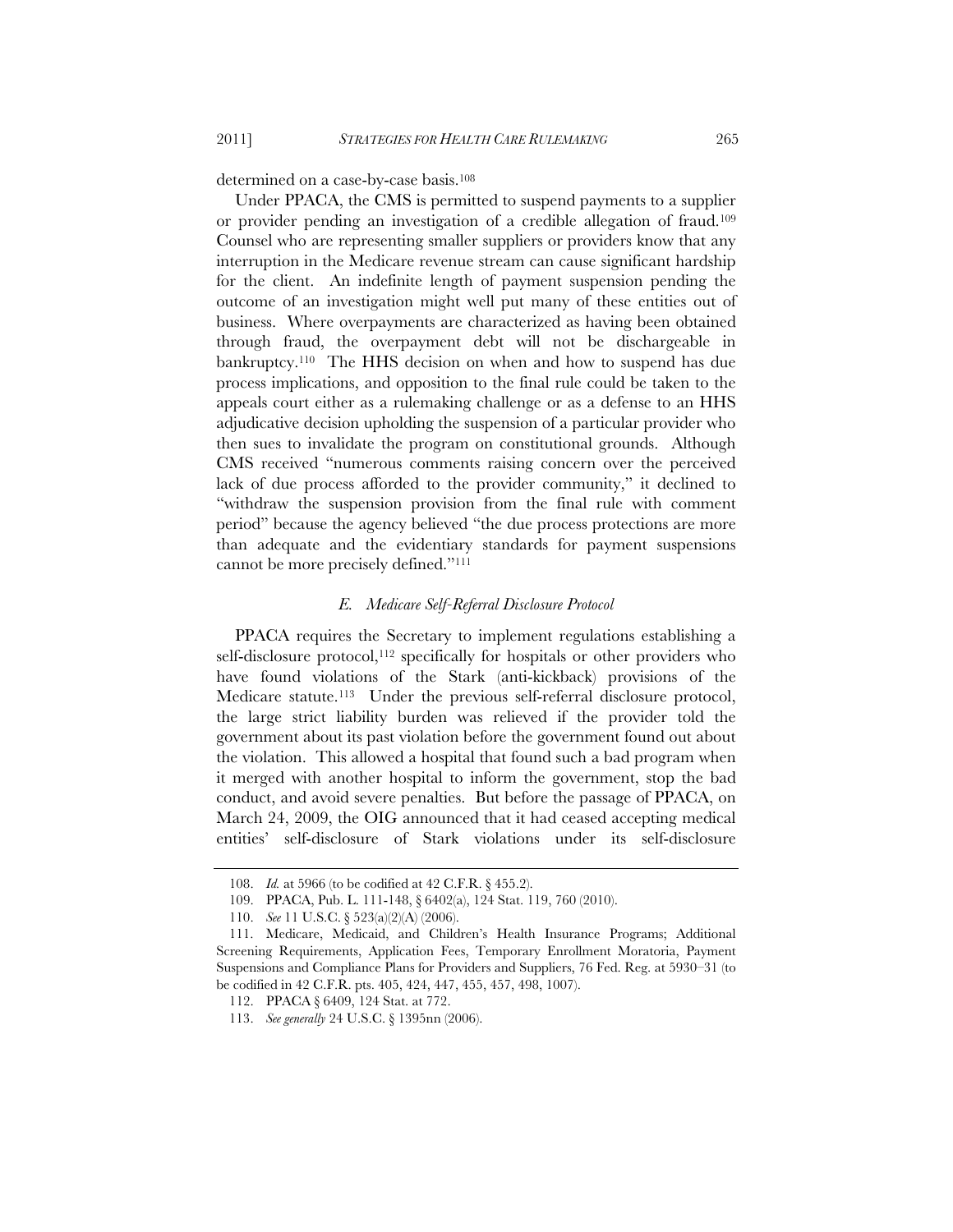determined on a case-by-case basis.[108]

Under PPACA, the CMS is permitted to suspend payments to a supplier or provider pending an investigation of a credible allegation of fraud.[109] Counsel who are representing smaller suppliers or providers know that any interruption in the Medicare revenue stream can cause significant hardship for the client. An indefinite length of payment suspension pending the outcome of an investigation might well put many of these entities out of business. Where overpayments are characterized as having been obtained through fraud, the overpayment debt will not be dischargeable in bankruptcy.[110] The HHS decision on when and how to suspend has due process implications, and opposition to the final rule could be taken to the appeals court either as a rulemaking challenge or as a defense to an HHS adjudicative decision upholding the suspension of a particular provider who then sues to invalidate the program on constitutional grounds. Although CMS received "numerous comments raising concern over the perceived lack of due process afforded to the provider community," it declined to "withdraw the suspension provision from the final rule with comment period" because the agency believed "the due process protections are more than adequate and the evidentiary standards for payment suspensions cannot be more precisely defined."[111]

### *E. Medicare Self-Referral Disclosure Protocol*

PPACA requires the Secretary to implement regulations establishing a self-disclosure protocol,[112] specifically for hospitals or other providers who have found violations of the Stark (anti-kickback) provisions of the Medicare statute.[113] Under the previous self-referral disclosure protocol, the large strict liability burden was relieved if the provider told the government about its past violation before the government found out about the violation. This allowed a hospital that found such a bad program when it merged with another hospital to inform the government, stop the bad conduct, and avoid severe penalties. But before the passage of PPACA, on March 24, 2009, the OIG announced that it had ceased accepting medical entities' self-disclosure of Stark violations under its self-disclosure

---

108. *Id.* at 5966 (to be codified at 42 C.F.R. § 455.2).

109. PPACA, Pub. L. 111-148, § 6402(a), 124 Stat. 119, 760 (2010).

110. *See* 11 U.S.C. § 523(a)(2)(A) (2006).

111. Medicare, Medicaid, and Children's Health Insurance Programs; Additional Screening Requirements, Application Fees, Temporary Enrollment Moratoria, Payment Suspensions and Compliance Plans for Providers and Suppliers, 76 Fed. Reg. at 5930–31 (to be codified in 42 C.F.R. pts. 405, 424, 447, 455, 457, 498, 1007).

112. PPACA § 6409, 124 Stat. at 772.

113. *See generally* 24 U.S.C. § 1395nn (2006).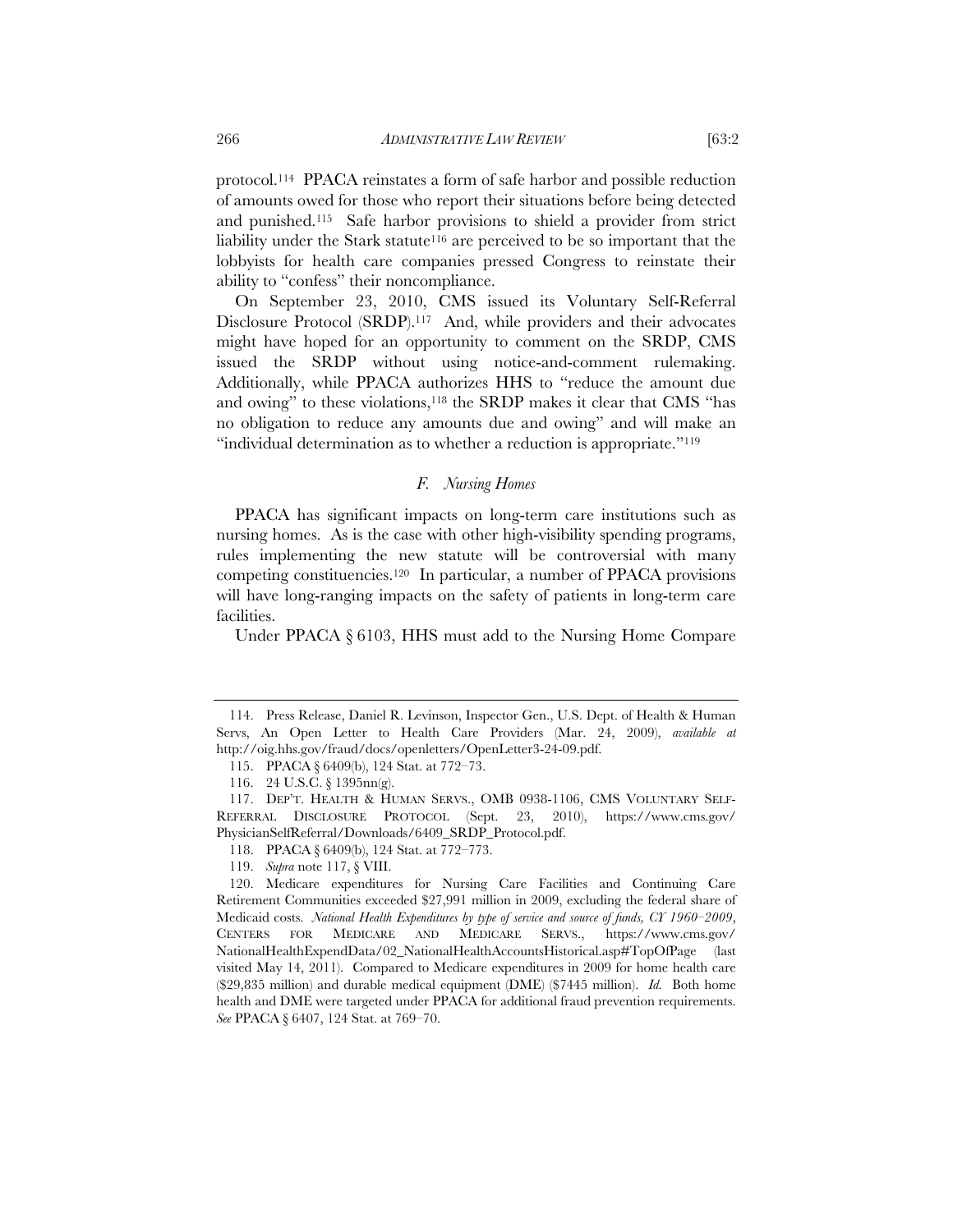protocol.[114] PPACA reinstates a form of safe harbor and possible reduction of amounts owed for those who report their situations before being detected and punished.[115] Safe harbor provisions to shield a provider from strict liability under the Stark statute[116] are perceived to be so important that the lobbyists for health care companies pressed Congress to reinstate their ability to "confess" their noncompliance.

On September 23, 2010, CMS issued its Voluntary Self-Referral Disclosure Protocol (SRDP).[117] And, while providers and their advocates might have hoped for an opportunity to comment on the SRDP, CMS issued the SRDP without using notice-and-comment rulemaking. Additionally, while PPACA authorizes HHS to "reduce the amount due and owing" to these violations,[118] the SRDP makes it clear that CMS "has no obligation to reduce any amounts due and owing" and will make an "individual determination as to whether a reduction is appropriate."[119]

### *F. Nursing Homes*

PPACA has significant impacts on long-term care institutions such as nursing homes. As is the case with other high-visibility spending programs, rules implementing the new statute will be controversial with many competing constituencies.[120] In particular, a number of PPACA provisions will have long-ranging impacts on the safety of patients in long-term care facilities.

Under PPACA § 6103, HHS must add to the Nursing Home Compare

---

114. Press Release, Daniel R. Levinson, Inspector Gen., U.S. Dept. of Health & Human Servs, An Open Letter to Health Care Providers (Mar. 24, 2009), *available at* http://oig.hhs.gov/fraud/docs/openletters/OpenLetter3-24-09.pdf.

115. PPACA § 6409(b), 124 Stat. at 772–73.

116. 24 U.S.C. § 1395nn(g).

117. DEP'T. HEALTH & HUMAN SERVS., OMB 0938-1106, CMS VOLUNTARY SELF-REFERRAL DISCLOSURE PROTOCOL (Sept. 23, 2010), https://www.cms.gov/PhysicianSelfReferral/Downloads/6409_SRDP_Protocol.pdf.

118. PPACA § 6409(b), 124 Stat. at 772–773.

119. *Supra* note 117, § VIII.

120. Medicare expenditures for Nursing Care Facilities and Continuing Care Retirement Communities exceeded $27,991 million in 2009, excluding the federal share of Medicaid costs. *National Health Expenditures by type of service and source of funds, CY 1960–2009*, CENTERS FOR MEDICARE AND MEDICARE SERVS., https://www.cms.gov/NationalHealthExpendData/02_NationalHealthAccountsHistorical.asp#TopOfPage (last visited May 14, 2011). Compared to Medicare expenditures in 2009 for home health care ($29,835 million) and durable medical equipment (DME) ($7445 million). *Id.* Both home health and DME were targeted under PPACA for additional fraud prevention requirements. *See* PPACA § 6407, 124 Stat. at 769–70.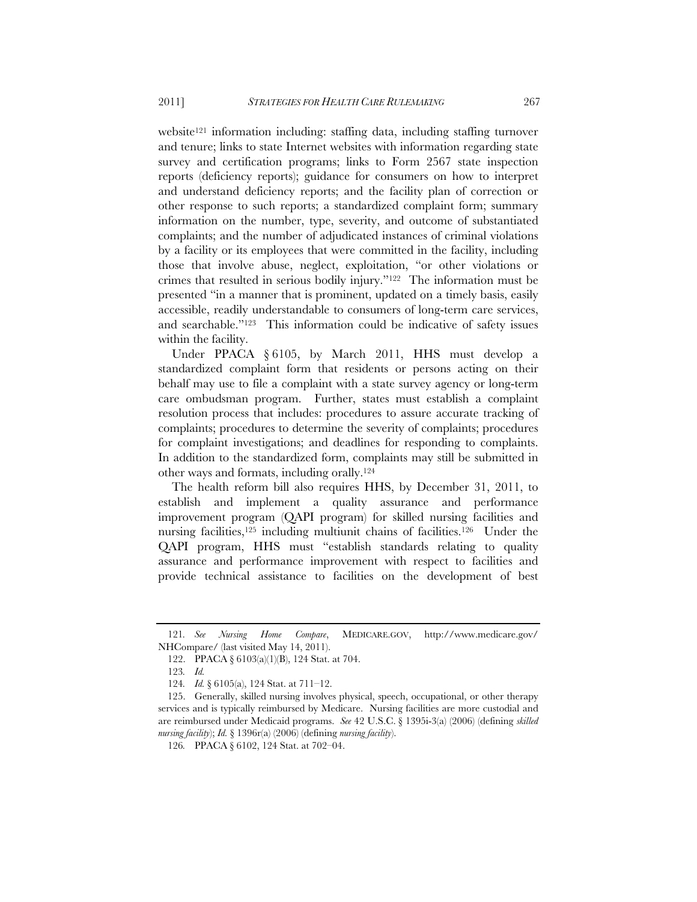website[121] information including: staffing data, including staffing turnover and tenure; links to state Internet websites with information regarding state survey and certification programs; links to Form 2567 state inspection reports (deficiency reports); guidance for consumers on how to interpret and understand deficiency reports; and the facility plan of correction or other response to such reports; a standardized complaint form; summary information on the number, type, severity, and outcome of substantiated complaints; and the number of adjudicated instances of criminal violations by a facility or its employees that were committed in the facility, including those that involve abuse, neglect, exploitation, "or other violations or crimes that resulted in serious bodily injury."[122] The information must be presented "in a manner that is prominent, updated on a timely basis, easily accessible, readily understandable to consumers of long-term care services, and searchable."[123] This information could be indicative of safety issues within the facility.

Under PPACA § 6105, by March 2011, HHS must develop a standardized complaint form that residents or persons acting on their behalf may use to file a complaint with a state survey agency or long-term care ombudsman program. Further, states must establish a complaint resolution process that includes: procedures to assure accurate tracking of complaints; procedures to determine the severity of complaints; procedures for complaint investigations; and deadlines for responding to complaints. In addition to the standardized form, complaints may still be submitted in other ways and formats, including orally.[124]

The health reform bill also requires HHS, by December 31, 2011, to establish and implement a quality assurance and performance improvement program (QAPI program) for skilled nursing facilities and nursing facilities,[125] including multiunit chains of facilities.[126] Under the QAPI program, HHS must "establish standards relating to quality assurance and performance improvement with respect to facilities and provide technical assistance to facilities on the development of best

---

121. *See Nursing Home Compare*, MEDICARE.GOV, http://www.medicare.gov/NHCompare/ (last visited May 14, 2011).

122. PPACA § 6103(a)(1)(B), 124 Stat. at 704.

123. *Id.*

124. *Id.* § 6105(a), 124 Stat. at 711–12.

125. Generally, skilled nursing involves physical, speech, occupational, or other therapy services and is typically reimbursed by Medicare. Nursing facilities are more custodial and are reimbursed under Medicaid programs. *See* 42 U.S.C. § 1395i-3(a) (2006) (defining *skilled nursing facility*); *Id.* § 1396r(a) (2006) (defining *nursing facility*).

126. PPACA § 6102, 124 Stat. at 702–04.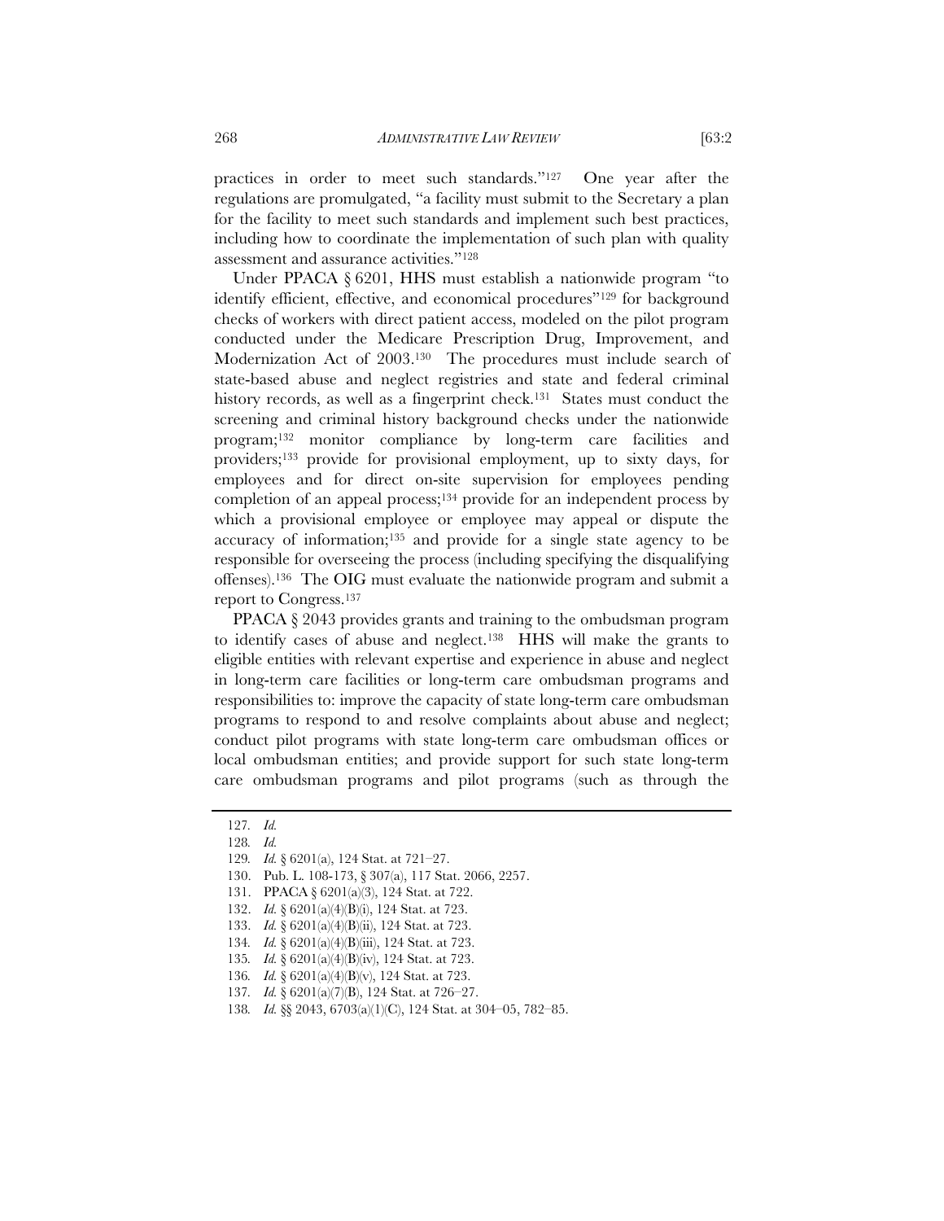practices in order to meet such standards."[127] One year after the regulations are promulgated, "a facility must submit to the Secretary a plan for the facility to meet such standards and implement such best practices, including how to coordinate the implementation of such plan with quality assessment and assurance activities."[128]

Under PPACA § 6201, HHS must establish a nationwide program "to identify efficient, effective, and economical procedures"[129] for background checks of workers with direct patient access, modeled on the pilot program conducted under the Medicare Prescription Drug, Improvement, and Modernization Act of 2003.[130] The procedures must include search of state-based abuse and neglect registries and state and federal criminal history records, as well as a fingerprint check.[131] States must conduct the screening and criminal history background checks under the nationwide program;[132] monitor compliance by long-term care facilities and providers;[133] provide for provisional employment, up to sixty days, for employees and for direct on-site supervision for employees pending completion of an appeal process;[134] provide for an independent process by which a provisional employee or employee may appeal or dispute the accuracy of information;[135] and provide for a single state agency to be responsible for overseeing the process (including specifying the disqualifying offenses).[136] The OIG must evaluate the nationwide program and submit a report to Congress.[137]

PPACA § 2043 provides grants and training to the ombudsman program to identify cases of abuse and neglect.[138] HHS will make the grants to eligible entities with relevant expertise and experience in abuse and neglect in long-term care facilities or long-term care ombudsman programs and responsibilities to: improve the capacity of state long-term care ombudsman programs to respond to and resolve complaints about abuse and neglect; conduct pilot programs with state long-term care ombudsman offices or local ombudsman entities; and provide support for such state long-term care ombudsman programs and pilot programs (such as through the

---

127. *Id.*

128. *Id.*

129. *Id.* § 6201(a), 124 Stat. at 721–27.

130. Pub. L. 108-173, § 307(a), 117 Stat. 2066, 2257.

131. PPACA § 6201(a)(3), 124 Stat. at 722.

132. *Id.* § 6201(a)(4)(B)(i), 124 Stat. at 723.

133. *Id.* § 6201(a)(4)(B)(ii), 124 Stat. at 723.

134. *Id.* § 6201(a)(4)(B)(iii), 124 Stat. at 723.

135. *Id.* § 6201(a)(4)(B)(iv), 124 Stat. at 723.

136. *Id.* § 6201(a)(4)(B)(v), 124 Stat. at 723.

137. *Id.* § 6201(a)(7)(B), 124 Stat. at 726–27.

138. *Id.* §§ 2043, 6703(a)(1)(C), 124 Stat. at 304–05, 782–85.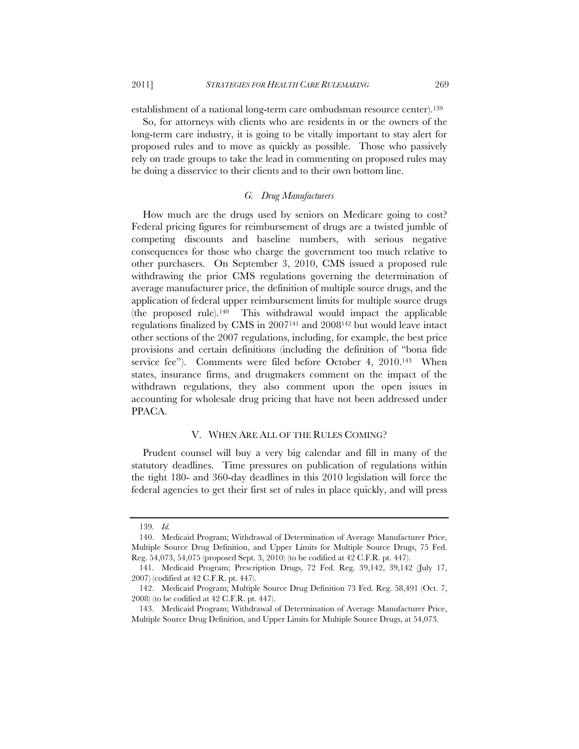establishment of a national long-term care ombudsman resource center).[139]

So, for attorneys with clients who are residents in or the owners of the long-term care industry, it is going to be vitally important to stay alert for proposed rules and to move as quickly as possible. Those who passively rely on trade groups to take the lead in commenting on proposed rules may be doing a disservice to their clients and to their own bottom line.

### *G. Drug Manufacturers*

How much are the drugs used by seniors on Medicare going to cost? Federal pricing figures for reimbursement of drugs are a twisted jumble of competing discounts and baseline numbers, with serious negative consequences for those who charge the government too much relative to other purchasers. On September 3, 2010, CMS issued a proposed rule withdrawing the prior CMS regulations governing the determination of average manufacturer price, the definition of multiple source drugs, and the application of federal upper reimbursement limits for multiple source drugs (the proposed rule).[140] This withdrawal would impact the applicable regulations finalized by CMS in 2007[141] and 2008[142] but would leave intact other sections of the 2007 regulations, including, for example, the best price provisions and certain definitions (including the definition of "bona fide service fee"). Comments were filed before October 4, 2010.[143] When states, insurance firms, and drugmakers comment on the impact of the withdrawn regulations, they also comment upon the open issues in accounting for wholesale drug pricing that have not been addressed under PPACA.

## V. WHEN ARE ALL OF THE RULES COMING?

Prudent counsel will buy a very big calendar and fill in many of the statutory deadlines. Time pressures on publication of regulations within the tight 180- and 360-day deadlines in this 2010 legislation will force the federal agencies to get their first set of rules in place quickly, and will press

---

139. *Id.*

140. Medicaid Program; Withdrawal of Determination of Average Manufacturer Price, Multiple Source Drug Definition, and Upper Limits for Multiple Source Drugs, 75 Fed. Reg. 54,073, 54,075 (proposed Sept. 3, 2010) (to be codified at 42 C.F.R. pt. 447).

141. Medicaid Program; Prescription Drugs, 72 Fed. Reg. 39,142, 39,142 (July 17, 2007) (codified at 42 C.F.R. pt. 447).

142. Medicaid Program; Multiple Source Drug Definition 73 Fed. Reg. 58,491 (Oct. 7, 2008) (to be codified at 42 C.F.R. pt. 447).

143. Medicaid Program; Withdrawal of Determination of Average Manufacturer Price, Multiple Source Drug Definition, and Upper Limits for Multiple Source Drugs, at 54,073.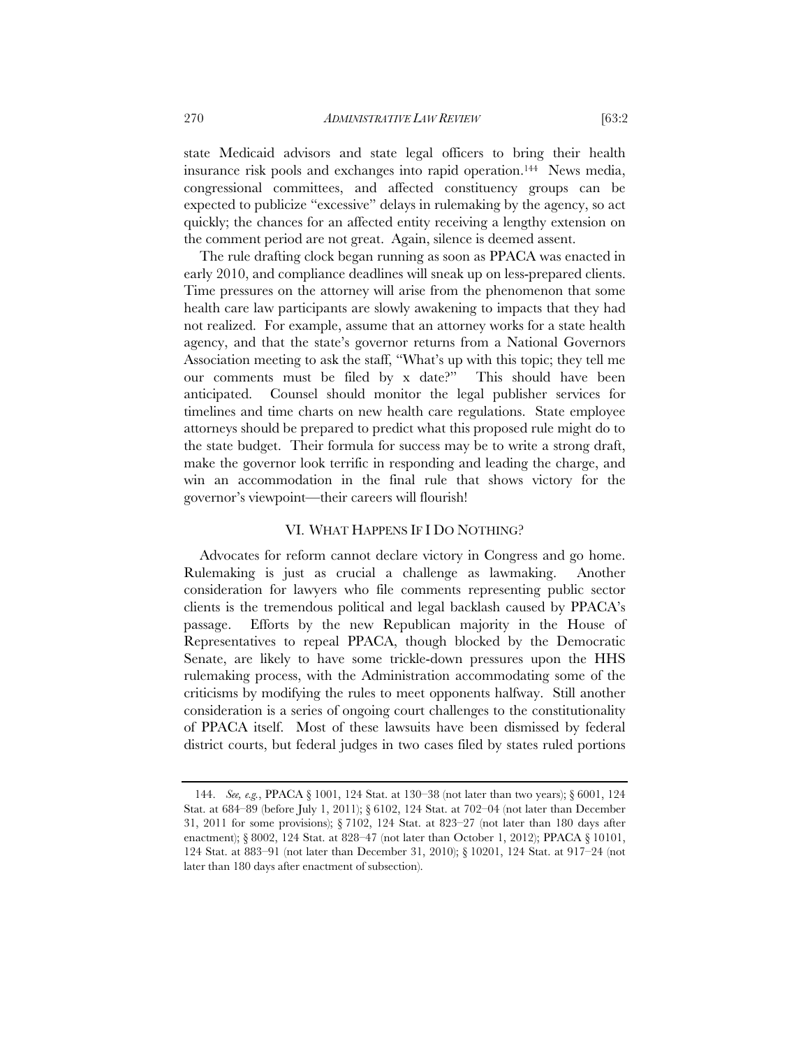state Medicaid advisors and state legal officers to bring their health insurance risk pools and exchanges into rapid operation.[144] News media, congressional committees, and affected constituency groups can be expected to publicize "excessive" delays in rulemaking by the agency, so act quickly; the chances for an affected entity receiving a lengthy extension on the comment period are not great. Again, silence is deemed assent.

The rule drafting clock began running as soon as PPACA was enacted in early 2010, and compliance deadlines will sneak up on less-prepared clients. Time pressures on the attorney will arise from the phenomenon that some health care law participants are slowly awakening to impacts that they had not realized. For example, assume that an attorney works for a state health agency, and that the state's governor returns from a National Governors Association meeting to ask the staff, "What's up with this topic; they tell me our comments must be filed by x date?" This should have been anticipated. Counsel should monitor the legal publisher services for timelines and time charts on new health care regulations. State employee attorneys should be prepared to predict what this proposed rule might do to the state budget. Their formula for success may be to write a strong draft, make the governor look terrific in responding and leading the charge, and win an accommodation in the final rule that shows victory for the governor's viewpoint—their careers will flourish!

## VI. WHAT HAPPENS IF I DO NOTHING?

Advocates for reform cannot declare victory in Congress and go home. Rulemaking is just as crucial a challenge as lawmaking. Another consideration for lawyers who file comments representing public sector clients is the tremendous political and legal backlash caused by PPACA's passage. Efforts by the new Republican majority in the House of Representatives to repeal PPACA, though blocked by the Democratic Senate, are likely to have some trickle-down pressures upon the HHS rulemaking process, with the Administration accommodating some of the criticisms by modifying the rules to meet opponents halfway. Still another consideration is a series of ongoing court challenges to the constitutionality of PPACA itself. Most of these lawsuits have been dismissed by federal district courts, but federal judges in two cases filed by states ruled portions

---

144. *See, e.g.*, PPACA § 1001, 124 Stat. at 130–38 (not later than two years); § 6001, 124 Stat. at 684–89 (before July 1, 2011); § 6102, 124 Stat. at 702–04 (not later than December 31, 2011 for some provisions); § 7102, 124 Stat. at 823–27 (not later than 180 days after enactment); § 8002, 124 Stat. at 828–47 (not later than October 1, 2012); PPACA § 10101, 124 Stat. at 883–91 (not later than December 31, 2010); § 10201, 124 Stat. at 917–24 (not later than 180 days after enactment of subsection).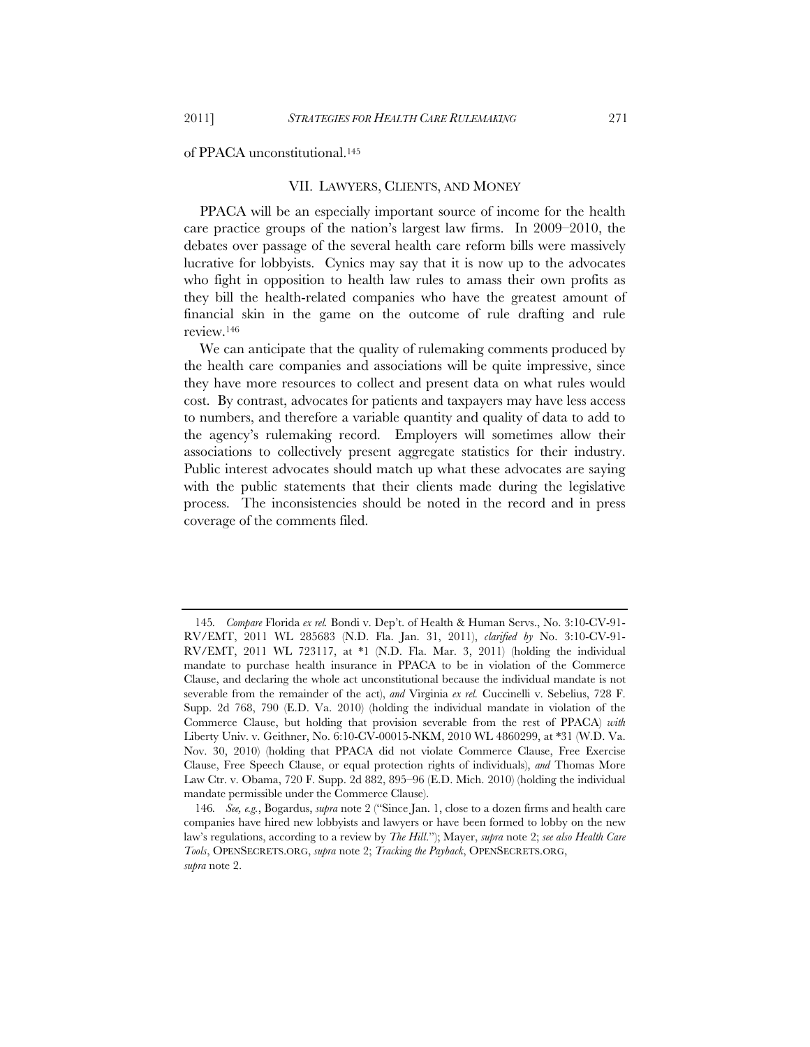of PPACA unconstitutional.[145]

## VII. Lawyers, Clients, and Money

PPACA will be an especially important source of income for the health care practice groups of the nation's largest law firms. In 2009–2010, the debates over passage of the several health care reform bills were massively lucrative for lobbyists. Cynics may say that it is now up to the advocates who fight in opposition to health law rules to amass their own profits as they bill the health-related companies who have the greatest amount of financial skin in the game on the outcome of rule drafting and rule review.[146]

We can anticipate that the quality of rulemaking comments produced by the health care companies and associations will be quite impressive, since they have more resources to collect and present data on what rules would cost. By contrast, advocates for patients and taxpayers may have less access to numbers, and therefore a variable quantity and quality of data to add to the agency's rulemaking record. Employers will sometimes allow their associations to collectively present aggregate statistics for their industry. Public interest advocates should match up what these advocates are saying with the public statements that their clients made during the legislative process. The inconsistencies should be noted in the record and in press coverage of the comments filed.

---

145. *Compare* Florida *ex rel.* Bondi v. Dep't. of Health & Human Servs., No. 3:10-CV-91-RV/EMT, 2011 WL 285683 (N.D. Fla. Jan. 31, 2011), *clarified by* No. 3:10-CV-91-RV/EMT, 2011 WL 723117, at *1 (N.D. Fla. Mar. 3, 2011) (holding the individual mandate to purchase health insurance in PPACA to be in violation of the Commerce Clause, and declaring the whole act unconstitutional because the individual mandate is not severable from the remainder of the act), *and* Virginia *ex rel.* Cuccinelli v. Sebelius, 728 F. Supp. 2d 768, 790 (E.D. Va. 2010) (holding the individual mandate in violation of the Commerce Clause, but holding that provision severable from the rest of PPACA) *with* Liberty Univ. v. Geithner, No. 6:10-CV-00015-NKM, 2010 WL 4860299, at *31 (W.D. Va. Nov. 30, 2010) (holding that PPACA did not violate Commerce Clause, Free Exercise Clause, Free Speech Clause, or equal protection rights of individuals), *and* Thomas More Law Ctr. v. Obama, 720 F. Supp. 2d 882, 895–96 (E.D. Mich. 2010) (holding the individual mandate permissible under the Commerce Clause).

146. *See, e.g.*, Bogardus, *supra* note 2 ("Since Jan. 1, close to a dozen firms and health care companies have hired new lobbyists and lawyers or have been formed to lobby on the new law's regulations, according to a review by *The Hill*."); Mayer, *supra* note 2; *see also Health Care Tools*, OPENSECRETS.ORG, *supra* note 2; *Tracking the Payback*, OPENSECRETS.ORG, *supra* note 2.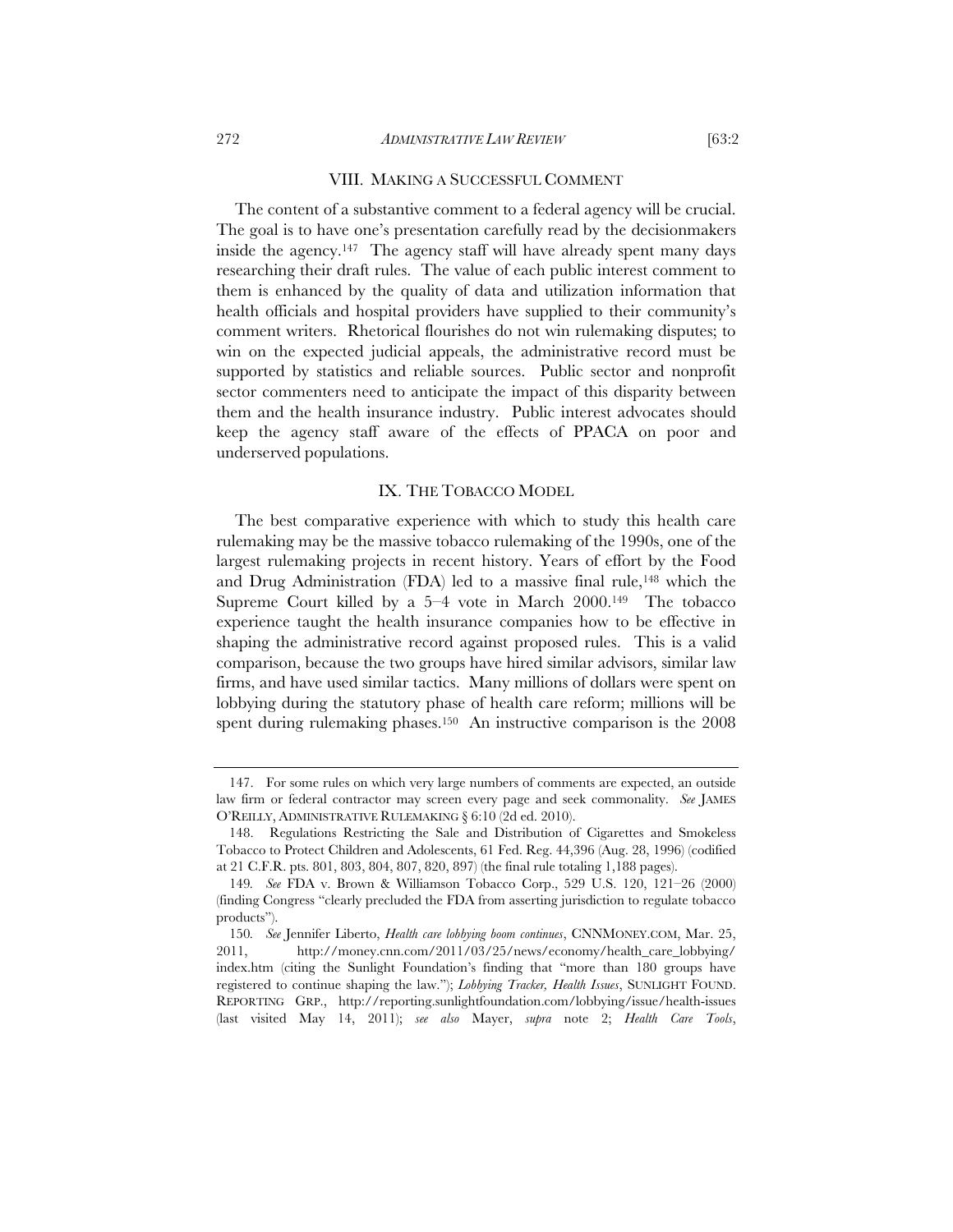## VIII. MAKING A SUCCESSFUL COMMENT

The content of a substantive comment to a federal agency will be crucial. The goal is to have one's presentation carefully read by the decisionmakers inside the agency.[147] The agency staff will have already spent many days researching their draft rules. The value of each public interest comment to them is enhanced by the quality of data and utilization information that health officials and hospital providers have supplied to their community's comment writers. Rhetorical flourishes do not win rulemaking disputes; to win on the expected judicial appeals, the administrative record must be supported by statistics and reliable sources. Public sector and nonprofit sector commenters need to anticipate the impact of this disparity between them and the health insurance industry. Public interest advocates should keep the agency staff aware of the effects of PPACA on poor and underserved populations.

## IX. THE TOBACCO MODEL

The best comparative experience with which to study this health care rulemaking may be the massive tobacco rulemaking of the 1990s, one of the largest rulemaking projects in recent history. Years of effort by the Food and Drug Administration (FDA) led to a massive final rule,[148] which the Supreme Court killed by a 5–4 vote in March 2000.[149] The tobacco experience taught the health insurance companies how to be effective in shaping the administrative record against proposed rules. This is a valid comparison, because the two groups have hired similar advisors, similar law firms, and have used similar tactics. Many millions of dollars were spent on lobbying during the statutory phase of health care reform; millions will be spent during rulemaking phases.[150] An instructive comparison is the 2008

---

147. For some rules on which very large numbers of comments are expected, an outside law firm or federal contractor may screen every page and seek commonality. *See* JAMES O'REILLY, ADMINISTRATIVE RULEMAKING § 6:10 (2d ed. 2010).

148. Regulations Restricting the Sale and Distribution of Cigarettes and Smokeless Tobacco to Protect Children and Adolescents, 61 Fed. Reg. 44,396 (Aug. 28, 1996) (codified at 21 C.F.R. pts. 801, 803, 804, 807, 820, 897) (the final rule totaling 1,188 pages).

149. *See* FDA v. Brown & Williamson Tobacco Corp., 529 U.S. 120, 121–26 (2000) (finding Congress "clearly precluded the FDA from asserting jurisdiction to regulate tobacco products").

150. *See* Jennifer Liberto, *Health care lobbying boom continues*, CNNMONEY.COM, Mar. 25, 2011, http://money.cnn.com/2011/03/25/news/economy/health_care_lobbying/index.htm (citing the Sunlight Foundation's finding that "more than 180 groups have registered to continue shaping the law."); *Lobbying Tracker, Health Issues*, SUNLIGHT FOUND. REPORTING GRP., http://reporting.sunlightfoundation.com/lobbying/issue/health-issues (last visited May 14, 2011); *see also* Mayer, *supra* note 2; *Health Care Tools*,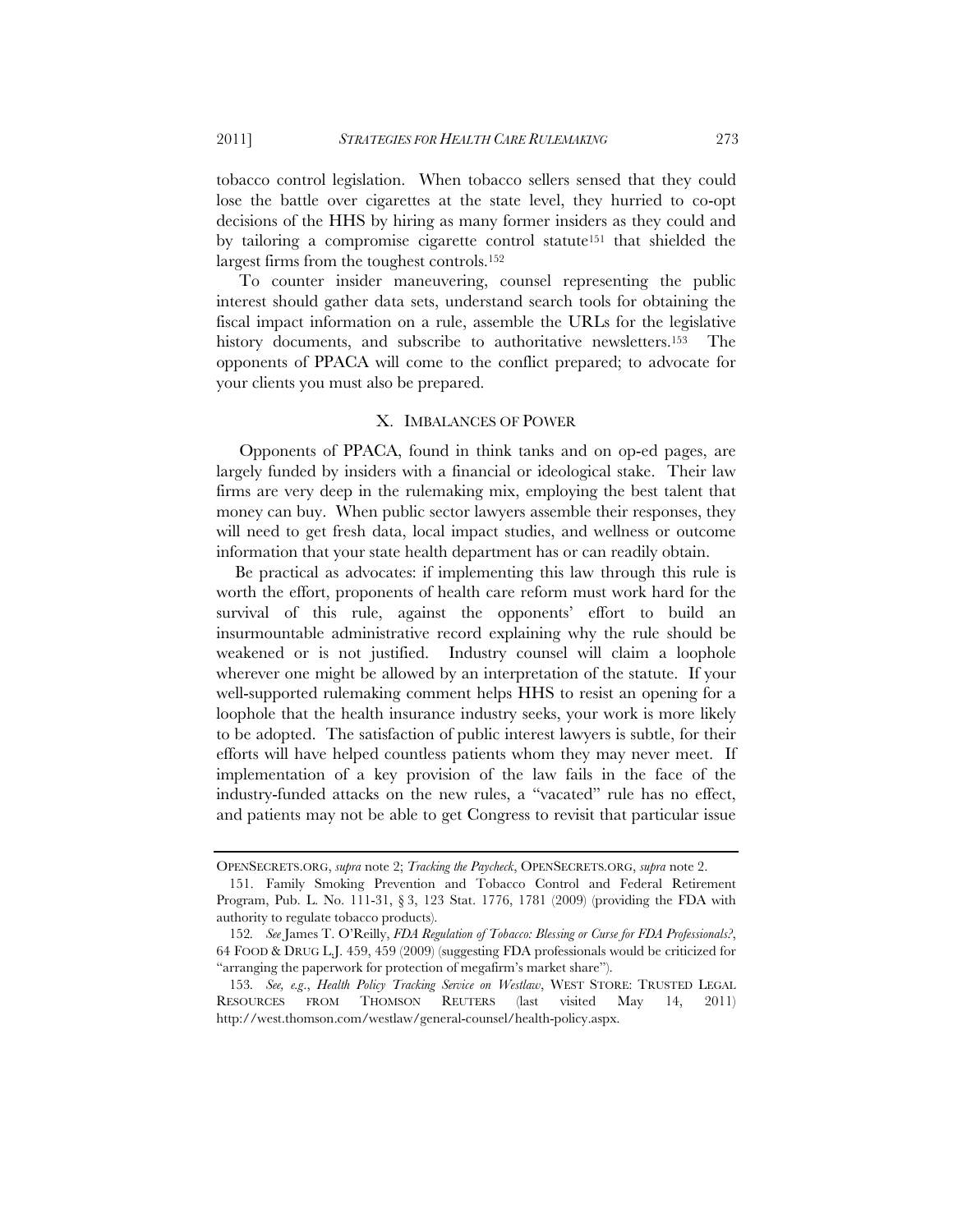tobacco control legislation. When tobacco sellers sensed that they could lose the battle over cigarettes at the state level, they hurried to co-opt decisions of the HHS by hiring as many former insiders as they could and by tailoring a compromise cigarette control statute[151] that shielded the largest firms from the toughest controls.[152]

To counter insider maneuvering, counsel representing the public interest should gather data sets, understand search tools for obtaining the fiscal impact information on a rule, assemble the URLs for the legislative history documents, and subscribe to authoritative newsletters.[153] The opponents of PPACA will come to the conflict prepared; to advocate for your clients you must also be prepared.

## X. IMBALANCES OF POWER

Opponents of PPACA, found in think tanks and on op-ed pages, are largely funded by insiders with a financial or ideological stake. Their law firms are very deep in the rulemaking mix, employing the best talent that money can buy. When public sector lawyers assemble their responses, they will need to get fresh data, local impact studies, and wellness or outcome information that your state health department has or can readily obtain.

Be practical as advocates: if implementing this law through this rule is worth the effort, proponents of health care reform must work hard for the survival of this rule, against the opponents' effort to build an insurmountable administrative record explaining why the rule should be weakened or is not justified. Industry counsel will claim a loophole wherever one might be allowed by an interpretation of the statute. If your well-supported rulemaking comment helps HHS to resist an opening for a loophole that the health insurance industry seeks, your work is more likely to be adopted. The satisfaction of public interest lawyers is subtle, for their efforts will have helped countless patients whom they may never meet. If implementation of a key provision of the law fails in the face of the industry-funded attacks on the new rules, a "vacated" rule has no effect, and patients may not be able to get Congress to revisit that particular issue

---

OPENSECRETS.ORG, *supra* note 2; *Tracking the Paycheck*, OPENSECRETS.ORG, *supra* note 2.

151. Family Smoking Prevention and Tobacco Control and Federal Retirement Program, Pub. L. No. 111-31, § 3, 123 Stat. 1776, 1781 (2009) (providing the FDA with authority to regulate tobacco products).

152. *See* James T. O'Reilly, *FDA Regulation of Tobacco: Blessing or Curse for FDA Professionals?*, 64 FOOD & DRUG L.J. 459, 459 (2009) (suggesting FDA professionals would be criticized for "arranging the paperwork for protection of megafirm's market share").

153. *See, e.g.*, *Health Policy Tracking Service on Westlaw*, WEST STORE: TRUSTED LEGAL RESOURCES FROM THOMSON REUTERS (last visited May 14, 2011) http://west.thomson.com/westlaw/general-counsel/health-policy.aspx.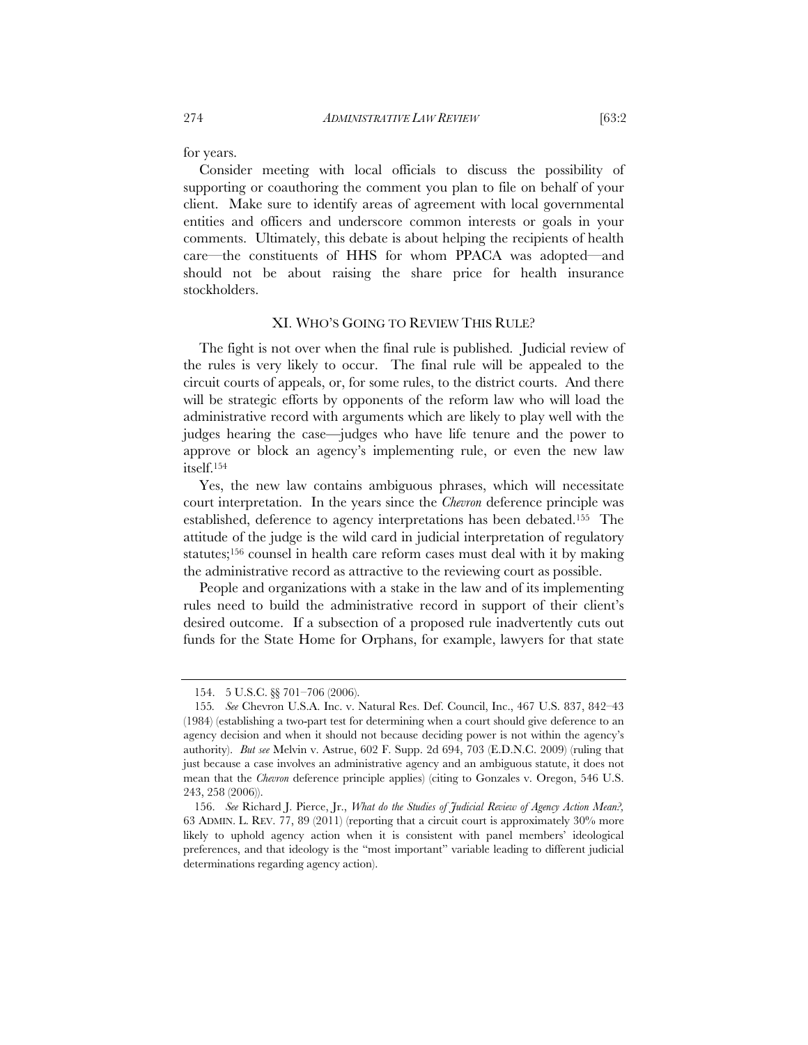for years.

Consider meeting with local officials to discuss the possibility of supporting or coauthoring the comment you plan to file on behalf of your client. Make sure to identify areas of agreement with local governmental entities and officers and underscore common interests or goals in your comments. Ultimately, this debate is about helping the recipients of health care—the constituents of HHS for whom PPACA was adopted—and should not be about raising the share price for health insurance stockholders.

## XI. WHO'S GOING TO REVIEW THIS RULE?

The fight is not over when the final rule is published. Judicial review of the rules is very likely to occur. The final rule will be appealed to the circuit courts of appeals, or, for some rules, to the district courts. And there will be strategic efforts by opponents of the reform law who will load the administrative record with arguments which are likely to play well with the judges hearing the case—judges who have life tenure and the power to approve or block an agency's implementing rule, or even the new law itself.[154]

Yes, the new law contains ambiguous phrases, which will necessitate court interpretation. In the years since the *Chevron* deference principle was established, deference to agency interpretations has been debated.[155] The attitude of the judge is the wild card in judicial interpretation of regulatory statutes;[156] counsel in health care reform cases must deal with it by making the administrative record as attractive to the reviewing court as possible.

People and organizations with a stake in the law and of its implementing rules need to build the administrative record in support of their client's desired outcome. If a subsection of a proposed rule inadvertently cuts out funds for the State Home for Orphans, for example, lawyers for that state

---

154. 5 U.S.C. §§ 701–706 (2006).

155. *See* Chevron U.S.A. Inc. v. Natural Res. Def. Council, Inc., 467 U.S. 837, 842–43 (1984) (establishing a two-part test for determining when a court should give deference to an agency decision and when it should not because deciding power is not within the agency's authority). *But see* Melvin v. Astrue, 602 F. Supp. 2d 694, 703 (E.D.N.C. 2009) (ruling that just because a case involves an administrative agency and an ambiguous statute, it does not mean that the *Chevron* deference principle applies) (citing to Gonzales v. Oregon, 546 U.S. 243, 258 (2006)).

156. *See* Richard J. Pierce, Jr., *What do the Studies of Judicial Review of Agency Action Mean?*, 63 ADMIN. L. REV. 77, 89 (2011) (reporting that a circuit court is approximately 30% more likely to uphold agency action when it is consistent with panel members' ideological preferences, and that ideology is the "most important" variable leading to different judicial determinations regarding agency action).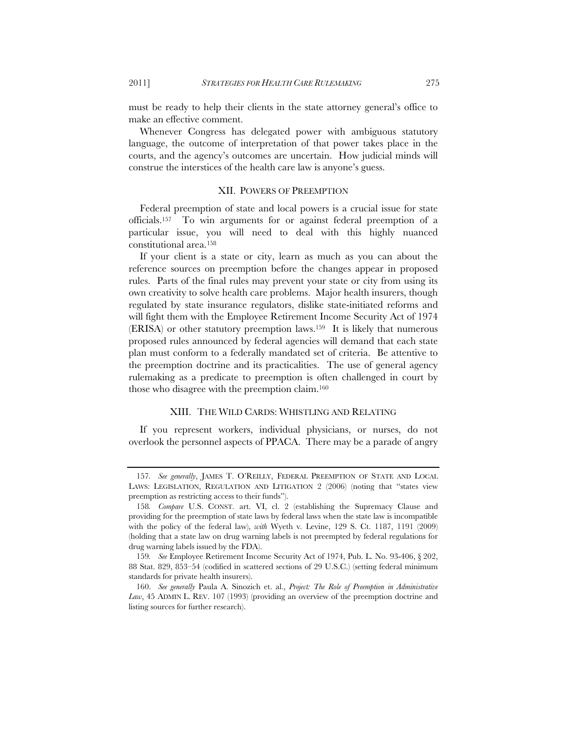must be ready to help their clients in the state attorney general's office to make an effective comment.

Whenever Congress has delegated power with ambiguous statutory language, the outcome of interpretation of that power takes place in the courts, and the agency's outcomes are uncertain. How judicial minds will construe the interstices of the health care law is anyone's guess.

## XII. POWERS OF PREEMPTION

Federal preemption of state and local powers is a crucial issue for state officials.[157] To win arguments for or against federal preemption of a particular issue, you will need to deal with this highly nuanced constitutional area.[158]

If your client is a state or city, learn as much as you can about the reference sources on preemption before the changes appear in proposed rules. Parts of the final rules may prevent your state or city from using its own creativity to solve health care problems. Major health insurers, though regulated by state insurance regulators, dislike state-initiated reforms and will fight them with the Employee Retirement Income Security Act of 1974 (ERISA) or other statutory preemption laws.[159] It is likely that numerous proposed rules announced by federal agencies will demand that each state plan must conform to a federally mandated set of criteria. Be attentive to the preemption doctrine and its practicalities. The use of general agency rulemaking as a predicate to preemption is often challenged in court by those who disagree with the preemption claim.[160]

## XIII. THE WILD CARDS: WHISTLING AND RELATING

If you represent workers, individual physicians, or nurses, do not overlook the personnel aspects of PPACA. There may be a parade of angry

---

157. *See generally*, JAMES T. O'REILLY, FEDERAL PREEMPTION OF STATE AND LOCAL LAWS: LEGISLATION, REGULATION AND LITIGATION 2 (2006) (noting that "states view preemption as restricting access to their funds").

158. *Compare* U.S. CONST. art. VI, cl. 2 (establishing the Supremacy Clause and providing for the preemption of state laws by federal laws when the state law is incompatible with the policy of the federal law), *with* Wyeth v. Levine, 129 S. Ct. 1187, 1191 (2009) (holding that a state law on drug warning labels is not preempted by federal regulations for drug warning labels issued by the FDA).

159. *See* Employee Retirement Income Security Act of 1974, Pub. L. No. 93-406, § 202, 88 Stat. 829, 853–54 (codified in scattered sections of 29 U.S.C.) (setting federal minimum standards for private health insurers).

160. *See generally* Paula A. Sinozich et. al., *Project: The Role of Preemption in Administrative Law*, 45 ADMIN L. REV. 107 (1993) (providing an overview of the preemption doctrine and listing sources for further research).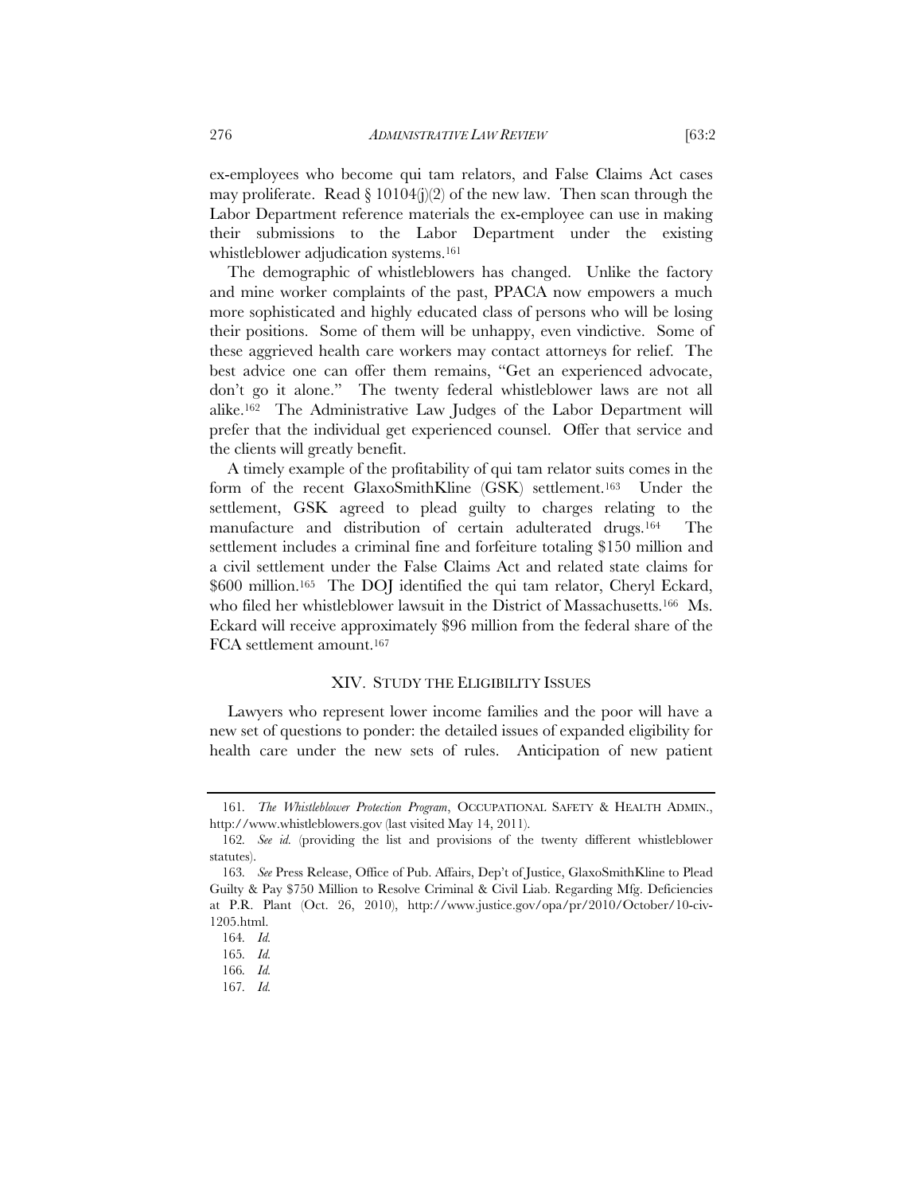ex-employees who become qui tam relators, and False Claims Act cases may proliferate. Read § 10104(j)(2) of the new law. Then scan through the Labor Department reference materials the ex-employee can use in making their submissions to the Labor Department under the existing whistleblower adjudication systems.[161]

The demographic of whistleblowers has changed. Unlike the factory and mine worker complaints of the past, PPACA now empowers a much more sophisticated and highly educated class of persons who will be losing their positions. Some of them will be unhappy, even vindictive. Some of these aggrieved health care workers may contact attorneys for relief. The best advice one can offer them remains, "Get an experienced advocate, don't go it alone." The twenty federal whistleblower laws are not all alike.[162] The Administrative Law Judges of the Labor Department will prefer that the individual get experienced counsel. Offer that service and the clients will greatly benefit.

A timely example of the profitability of qui tam relator suits comes in the form of the recent GlaxoSmithKline (GSK) settlement.[163] Under the settlement, GSK agreed to plead guilty to charges relating to the manufacture and distribution of certain adulterated drugs.[164] The settlement includes a criminal fine and forfeiture totaling $150 million and a civil settlement under the False Claims Act and related state claims for $600 million.[165] The DOJ identified the qui tam relator, Cheryl Eckard, who filed her whistleblower lawsuit in the District of Massachusetts.[166] Ms. Eckard will receive approximately $96 million from the federal share of the FCA settlement amount.[167]

## XIV. STUDY THE ELIGIBILITY ISSUES

Lawyers who represent lower income families and the poor will have a new set of questions to ponder: the detailed issues of expanded eligibility for health care under the new sets of rules. Anticipation of new patient

---

161. *The Whistleblower Protection Program*, OCCUPATIONAL SAFETY & HEALTH ADMIN., http://www.whistleblowers.gov (last visited May 14, 2011).

162. *See id.* (providing the list and provisions of the twenty different whistleblower statutes).

163. *See* Press Release, Office of Pub. Affairs, Dep't of Justice, GlaxoSmithKline to Plead Guilty & Pay $750 Million to Resolve Criminal & Civil Liab. Regarding Mfg. Deficiencies at P.R. Plant (Oct. 26, 2010), http://www.justice.gov/opa/pr/2010/October/10-civ-1205.html.

164. *Id.*

165. *Id.*

166. *Id.*

167. *Id.*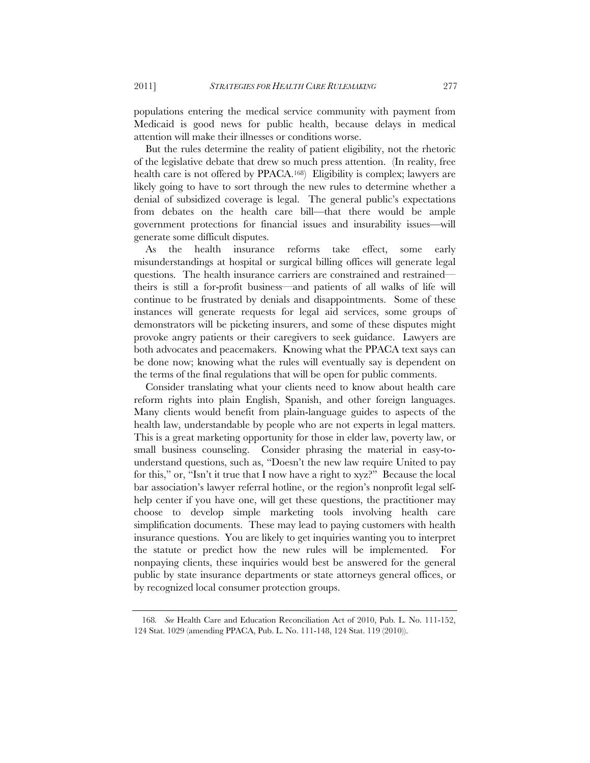populations entering the medical service community with payment from Medicaid is good news for public health, because delays in medical attention will make their illnesses or conditions worse.

But the rules determine the reality of patient eligibility, not the rhetoric of the legislative debate that drew so much press attention. (In reality, free health care is not offered by PPACA.[168]) Eligibility is complex; lawyers are likely going to have to sort through the new rules to determine whether a denial of subsidized coverage is legal. The general public's expectations from debates on the health care bill—that there would be ample government protections for financial issues and insurability issues—will generate some difficult disputes.

As the health insurance reforms take effect, some early misunderstandings at hospital or surgical billing offices will generate legal questions. The health insurance carriers are constrained and restrained—theirs is still a for-profit business—and patients of all walks of life will continue to be frustrated by denials and disappointments. Some of these instances will generate requests for legal aid services, some groups of demonstrators will be picketing insurers, and some of these disputes might provoke angry patients or their caregivers to seek guidance. Lawyers are both advocates and peacemakers. Knowing what the PPACA text says can be done now; knowing what the rules will eventually say is dependent on the terms of the final regulations that will be open for public comments.

Consider translating what your clients need to know about health care reform rights into plain English, Spanish, and other foreign languages. Many clients would benefit from plain-language guides to aspects of the health law, understandable by people who are not experts in legal matters. This is a great marketing opportunity for those in elder law, poverty law, or small business counseling. Consider phrasing the material in easy-to-understand questions, such as, "Doesn't the new law require United to pay for this," or, "Isn't it true that I now have a right to xyz?" Because the local bar association's lawyer referral hotline, or the region's nonprofit legal self-help center if you have one, will get these questions, the practitioner may choose to develop simple marketing tools involving health care simplification documents. These may lead to paying customers with health insurance questions. You are likely to get inquiries wanting you to interpret the statute or predict how the new rules will be implemented. For nonpaying clients, these inquiries would best be answered for the general public by state insurance departments or state attorneys general offices, or by recognized local consumer protection groups.

---

168. *See* Health Care and Education Reconciliation Act of 2010, Pub. L. No. 111-152, 124 Stat. 1029 (amending PPACA, Pub. L. No. 111-148, 124 Stat. 119 (2010)).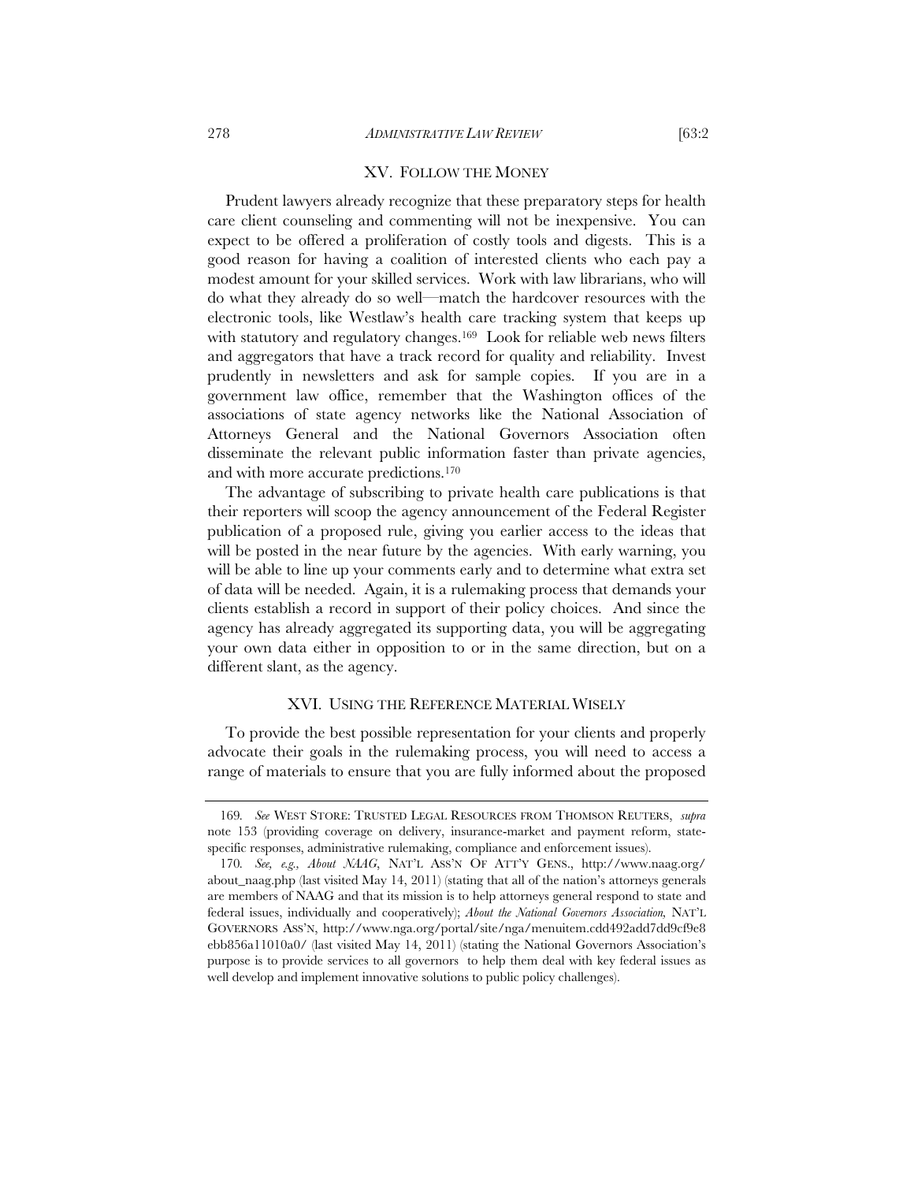## XV. FOLLOW THE MONEY

Prudent lawyers already recognize that these preparatory steps for health care client counseling and commenting will not be inexpensive. You can expect to be offered a proliferation of costly tools and digests. This is a good reason for having a coalition of interested clients who each pay a modest amount for your skilled services. Work with law librarians, who will do what they already do so well—match the hardcover resources with the electronic tools, like Westlaw's health care tracking system that keeps up with statutory and regulatory changes.[169] Look for reliable web news filters and aggregators that have a track record for quality and reliability. Invest prudently in newsletters and ask for sample copies. If you are in a government law office, remember that the Washington offices of the associations of state agency networks like the National Association of Attorneys General and the National Governors Association often disseminate the relevant public information faster than private agencies, and with more accurate predictions.[170]

The advantage of subscribing to private health care publications is that their reporters will scoop the agency announcement of the Federal Register publication of a proposed rule, giving you earlier access to the ideas that will be posted in the near future by the agencies. With early warning, you will be able to line up your comments early and to determine what extra set of data will be needed. Again, it is a rulemaking process that demands your clients establish a record in support of their policy choices. And since the agency has already aggregated its supporting data, you will be aggregating your own data either in opposition to or in the same direction, but on a different slant, as the agency.

## XVI. USING THE REFERENCE MATERIAL WISELY

To provide the best possible representation for your clients and properly advocate their goals in the rulemaking process, you will need to access a range of materials to ensure that you are fully informed about the proposed

---

169. *See* WEST STORE: TRUSTED LEGAL RESOURCES FROM THOMSON REUTERS, *supra* note 153 (providing coverage on delivery, insurance-market and payment reform, state-specific responses, administrative rulemaking, compliance and enforcement issues).

170. *See, e.g.*, *About NAAG*, NAT'L ASS'N OF ATT'Y GENS., http://www.naag.org/about_naag.php (last visited May 14, 2011) (stating that all of the nation's attorneys generals are members of NAAG and that its mission is to help attorneys general respond to state and federal issues, individually and cooperatively); *About the National Governors Association*, NAT'L GOVERNORS ASS'N, http://www.nga.org/portal/site/nga/menuitem.cdd492add7dd9cf9e8ebb856a11010a0/ (last visited May 14, 2011) (stating the National Governors Association's purpose is to provide services to all governors to help them deal with key federal issues as well develop and implement innovative solutions to public policy challenges).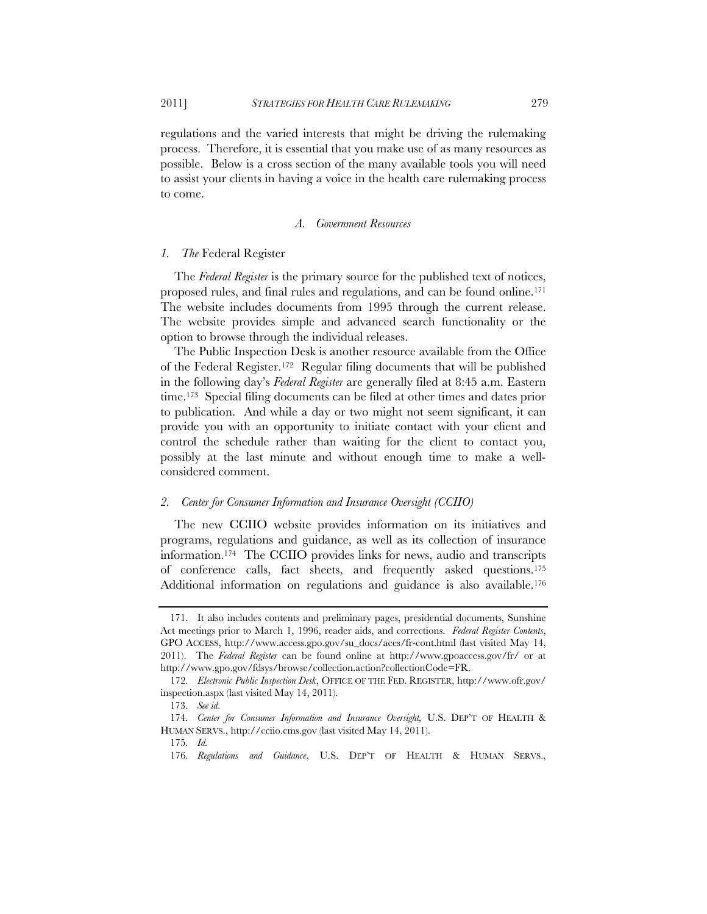regulations and the varied interests that might be driving the rulemaking process. Therefore, it is essential that you make use of as many resources as possible. Below is a cross section of the many available tools you will need to assist your clients in having a voice in the health care rulemaking process to come.

### *A. Government Resources*

#### *1. The* Federal Register

The *Federal Register* is the primary source for the published text of notices, proposed rules, and final rules and regulations, and can be found online.[171] The website includes documents from 1995 through the current release. The website provides simple and advanced search functionality or the option to browse through the individual releases.

The Public Inspection Desk is another resource available from the Office of the Federal Register.[172] Regular filing documents that will be published in the following day's *Federal Register* are generally filed at 8:45 a.m. Eastern time.[173] Special filing documents can be filed at other times and dates prior to publication. And while a day or two might not seem significant, it can provide you with an opportunity to initiate contact with your client and control the schedule rather than waiting for the client to contact you, possibly at the last minute and without enough time to make a well-considered comment.

#### *2. Center for Consumer Information and Insurance Oversight (CCIIO)*

The new CCIIO website provides information on its initiatives and programs, regulations and guidance, as well as its collection of insurance information.[174] The CCIIO provides links for news, audio and transcripts of conference calls, fact sheets, and frequently asked questions.[175] Additional information on regulations and guidance is also available.[176]

---

171. It also includes contents and preliminary pages, presidential documents, Sunshine Act meetings prior to March 1, 1996, reader aids, and corrections. *Federal Register Contents*, GPO ACCESS, http://www.access.gpo.gov/su_docs/aces/fr-cont.html (last visited May 14, 2011). The *Federal Register* can be found online at http://www.gpoaccess.gov/fr/ or at http://www.gpo.gov/fdsys/browse/collection.action?collectionCode=FR.

172. *Electronic Public Inspection Desk*, OFFICE OF THE FED. REGISTER, http://www.ofr.gov/inspection.aspx (last visited May 14, 2011).

173. *See id*.

174. *Center for Consumer Information and Insurance Oversight,* U.S. DEP'T OF HEALTH & HUMAN SERVS., http://cciio.cms.gov (last visited May 14, 2011).

175. *Id.*

176. *Regulations and Guidance*, U.S. DEP'T OF HEALTH & HUMAN SERVS.,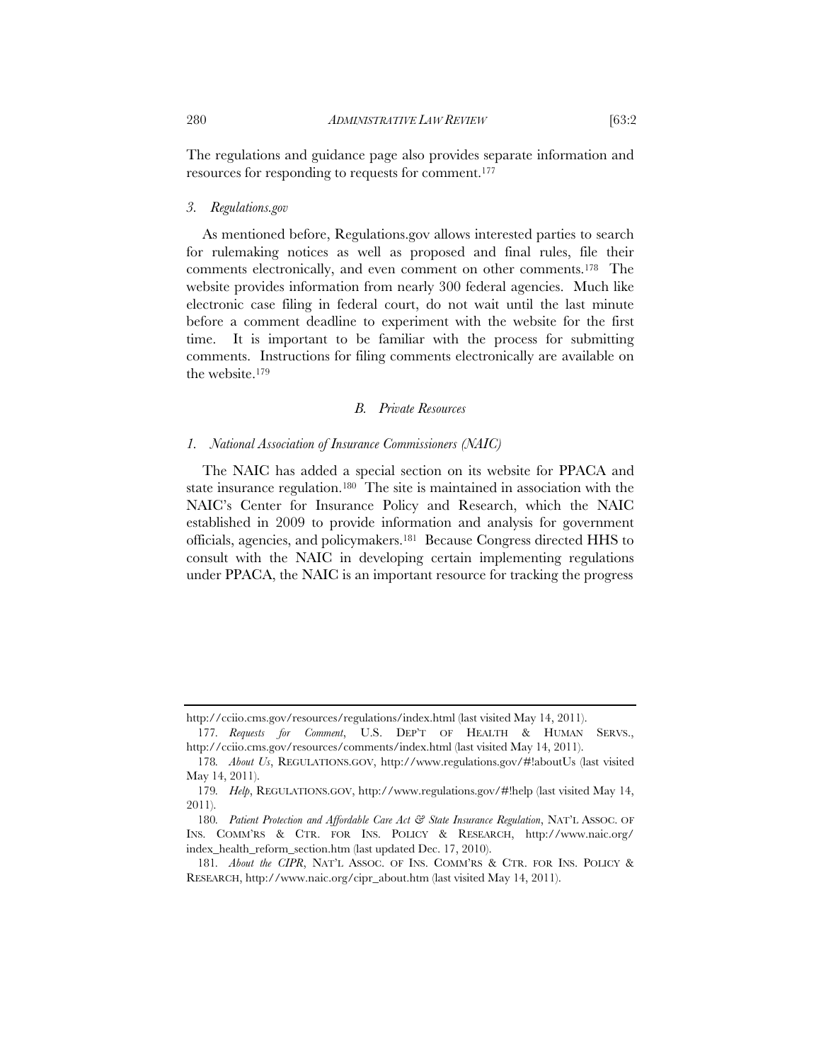The regulations and guidance page also provides separate information and resources for responding to requests for comment.[177]

### *3. Regulations.gov*

As mentioned before, Regulations.gov allows interested parties to search for rulemaking notices as well as proposed and final rules, file their comments electronically, and even comment on other comments.[178] The website provides information from nearly 300 federal agencies. Much like electronic case filing in federal court, do not wait until the last minute before a comment deadline to experiment with the website for the first time. It is important to be familiar with the process for submitting comments. Instructions for filing comments electronically are available on the website.[179]

## *B. Private Resources*

### *1. National Association of Insurance Commissioners (NAIC)*

The NAIC has added a special section on its website for PPACA and state insurance regulation.[180] The site is maintained in association with the NAIC's Center for Insurance Policy and Research, which the NAIC established in 2009 to provide information and analysis for government officials, agencies, and policymakers.[181] Because Congress directed HHS to consult with the NAIC in developing certain implementing regulations under PPACA, the NAIC is an important resource for tracking the progress

---

http://cciio.cms.gov/resources/regulations/index.html (last visited May 14, 2011).

177. *Requests for Comment*, U.S. DEP'T OF HEALTH & HUMAN SERVS., http://cciio.cms.gov/resources/comments/index.html (last visited May 14, 2011).

178. *About Us*, REGULATIONS.GOV, http://www.regulations.gov/#!aboutUs (last visited May 14, 2011).

179. *Help*, REGULATIONS.GOV, http://www.regulations.gov/#!help (last visited May 14, 2011).

180. *Patient Protection and Affordable Care Act & State Insurance Regulation*, NAT'L ASSOC. OF INS. COMM'RS & CTR. FOR INS. POLICY & RESEARCH, http://www.naic.org/index_health_reform_section.htm (last updated Dec. 17, 2010).

181. *About the CIPR*, NAT'L ASSOC. OF INS. COMM'RS & CTR. FOR INS. POLICY & RESEARCH, http://www.naic.org/cipr_about.htm (last visited May 14, 2011).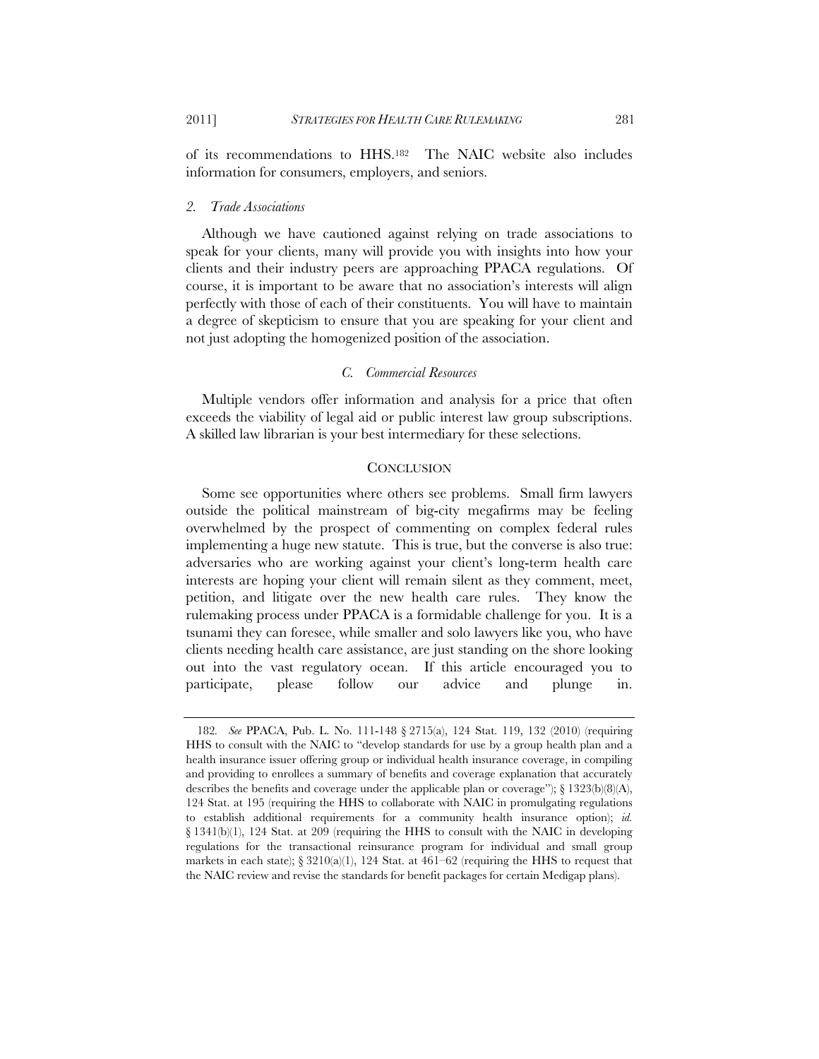of its recommendations to HHS.[182] The NAIC website also includes information for consumers, employers, and seniors.

#### *2. Trade Associations*

Although we have cautioned against relying on trade associations to speak for your clients, many will provide you with insights into how your clients and their industry peers are approaching PPACA regulations. Of course, it is important to be aware that no association's interests will align perfectly with those of each of their constituents. You will have to maintain a degree of skepticism to ensure that you are speaking for your client and not just adopting the homogenized position of the association.

### *C. Commercial Resources*

Multiple vendors offer information and analysis for a price that often exceeds the viability of legal aid or public interest law group subscriptions. A skilled law librarian is your best intermediary for these selections.

## CONCLUSION

Some see opportunities where others see problems. Small firm lawyers outside the political mainstream of big-city megafirms may be feeling overwhelmed by the prospect of commenting on complex federal rules implementing a huge new statute. This is true, but the converse is also true: adversaries who are working against your client's long-term health care interests are hoping your client will remain silent as they comment, meet, petition, and litigate over the new health care rules. They know the rulemaking process under PPACA is a formidable challenge for you. It is a tsunami they can foresee, while smaller and solo lawyers like you, who have clients needing health care assistance, are just standing on the shore looking out into the vast regulatory ocean. If this article encouraged you to participate, please follow our advice and plunge in.

---

182. *See* PPACA, Pub. L. No. 111-148 § 2715(a), 124 Stat. 119, 132 (2010) (requiring HHS to consult with the NAIC to "develop standards for use by a group health plan and a health insurance issuer offering group or individual health insurance coverage, in compiling and providing to enrollees a summary of benefits and coverage explanation that accurately describes the benefits and coverage under the applicable plan or coverage"); § 1323(b)(8)(A), 124 Stat. at 195 (requiring the HHS to collaborate with NAIC in promulgating regulations to establish additional requirements for a community health insurance option); *id.* § 1341(b)(1), 124 Stat. at 209 (requiring the HHS to consult with the NAIC in developing regulations for the transactional reinsurance program for individual and small group markets in each state); § 3210(a)(1), 124 Stat. at 461–62 (requiring the HHS to request that the NAIC review and revise the standards for benefit packages for certain Medigap plans).